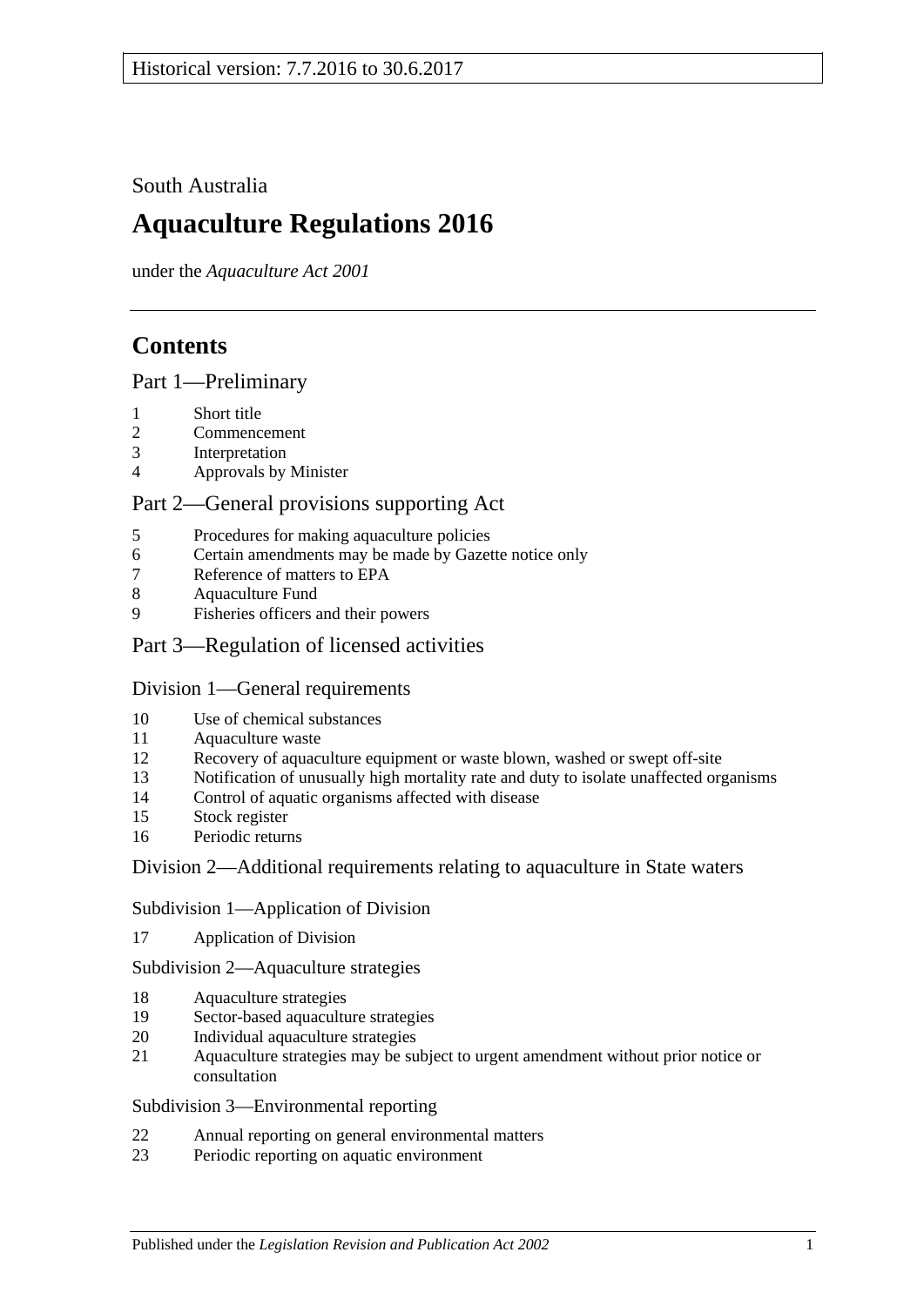Historical version: 7.7.2016 to 30.6.2017

South Australia

# Aquaculture Regulations 2016

under the *Aquaculture Act 2001*

## Contents

### Part 1—Preliminary

1 Short title
2 Commencement
3 Interpretation
4 Approvals by Minister

### Part 2—General provisions supporting Act

5 Procedures for making aquaculture policies
6 Certain amendments may be made by Gazette notice only
7 Reference of matters to EPA
8 Aquaculture Fund
9 Fisheries officers and their powers

### Part 3—Regulation of licensed activities

#### Division 1—General requirements

10 Use of chemical substances
11 Aquaculture waste
12 Recovery of aquaculture equipment or waste blown, washed or swept off-site
13 Notification of unusually high mortality rate and duty to isolate unaffected organisms
14 Control of aquatic organisms affected with disease
15 Stock register
16 Periodic returns

#### Division 2—Additional requirements relating to aquaculture in State waters

##### Subdivision 1—Application of Division

17 Application of Division

##### Subdivision 2—Aquaculture strategies

18 Aquaculture strategies
19 Sector-based aquaculture strategies
20 Individual aquaculture strategies
21 Aquaculture strategies may be subject to urgent amendment without prior notice or consultation

##### Subdivision 3—Environmental reporting

22 Annual reporting on general environmental matters
23 Periodic reporting on aquatic environment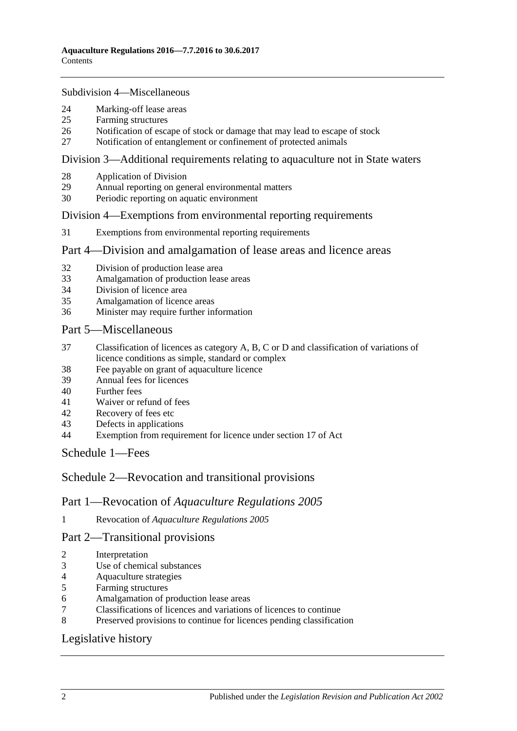Subdivision 4—Miscellaneous

24 Marking-off lease areas
25 Farming structures
26 Notification of escape of stock or damage that may lead to escape of stock
27 Notification of entanglement or confinement of protected animals

## Division 3—Additional requirements relating to aquaculture not in State waters

28 Application of Division
29 Annual reporting on general environmental matters
30 Periodic reporting on aquatic environment

## Division 4—Exemptions from environmental reporting requirements

31 Exemptions from environmental reporting requirements

## Part 4—Division and amalgamation of lease areas and licence areas

32 Division of production lease area
33 Amalgamation of production lease areas
34 Division of licence area
35 Amalgamation of licence areas
36 Minister may require further information

## Part 5—Miscellaneous

37 Classification of licences as category A, B, C or D and classification of variations of licence conditions as simple, standard or complex
38 Fee payable on grant of aquaculture licence
39 Annual fees for licences
40 Further fees
41 Waiver or refund of fees
42 Recovery of fees etc
43 Defects in applications
44 Exemption from requirement for licence under section 17 of Act

## Schedule 1—Fees

## Schedule 2—Revocation and transitional provisions

## Part 1—Revocation of *Aquaculture Regulations 2005*

1 Revocation of *Aquaculture Regulations 2005*

## Part 2—Transitional provisions

2 Interpretation
3 Use of chemical substances
4 Aquaculture strategies
5 Farming structures
6 Amalgamation of production lease areas
7 Classifications of licences and variations of licences to continue
8 Preserved provisions to continue for licences pending classification

## Legislative history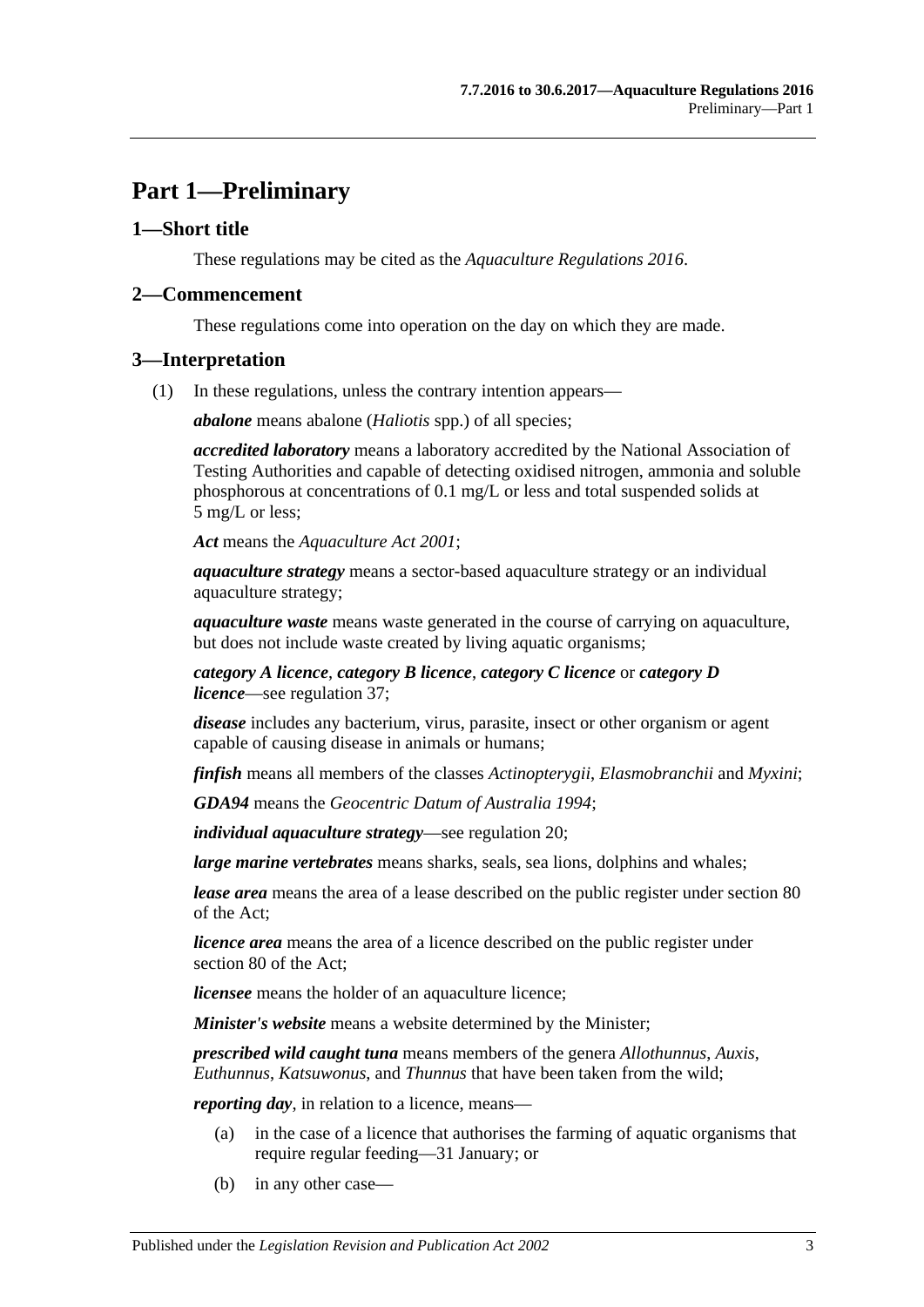# Part 1—Preliminary

## 1—Short title

These regulations may be cited as the *Aquaculture Regulations 2016*.

## 2—Commencement

These regulations come into operation on the day on which they are made.

## 3—Interpretation

(1) In these regulations, unless the contrary intention appears—

***abalone*** means abalone (*Haliotis* spp.) of all species;

***accredited laboratory*** means a laboratory accredited by the National Association of Testing Authorities and capable of detecting oxidised nitrogen, ammonia and soluble phosphorous at concentrations of 0.1 mg/L or less and total suspended solids at 5 mg/L or less;

***Act*** means the *Aquaculture Act 2001*;

***aquaculture strategy*** means a sector-based aquaculture strategy or an individual aquaculture strategy;

***aquaculture waste*** means waste generated in the course of carrying on aquaculture, but does not include waste created by living aquatic organisms;

***category A licence***, ***category B licence***, ***category C licence*** or ***category D licence***—see regulation 37;

***disease*** includes any bacterium, virus, parasite, insect or other organism or agent capable of causing disease in animals or humans;

***finfish*** means all members of the classes *Actinopterygii*, *Elasmobranchii* and *Myxini*;

***GDA94*** means the *Geocentric Datum of Australia 1994*;

***individual aquaculture strategy***—see regulation 20;

***large marine vertebrates*** means sharks, seals, sea lions, dolphins and whales;

***lease area*** means the area of a lease described on the public register under section 80 of the Act;

***licence area*** means the area of a licence described on the public register under section 80 of the Act;

***licensee*** means the holder of an aquaculture licence;

***Minister's website*** means a website determined by the Minister;

***prescribed wild caught tuna*** means members of the genera *Allothunnus*, *Auxis*, *Euthunnus*, *Katsuwonus*, and *Thunnus* that have been taken from the wild;

***reporting day***, in relation to a licence, means—

(a) in the case of a licence that authorises the farming of aquatic organisms that require regular feeding—31 January; or

(b) in any other case—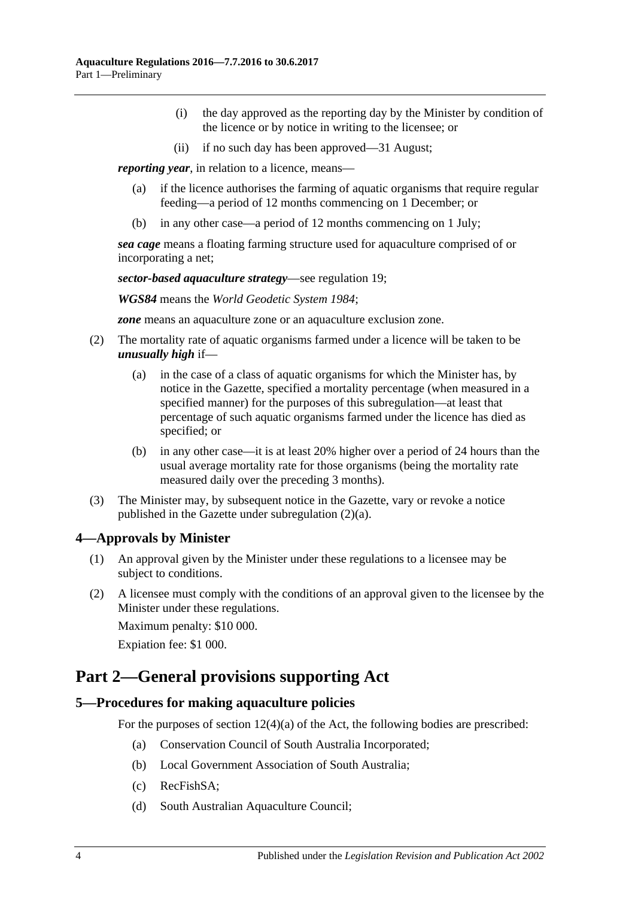(i) the day approved as the reporting day by the Minister by condition of the licence or by notice in writing to the licensee; or

(ii) if no such day has been approved—31 August;

***reporting year***, in relation to a licence, means—

(a) if the licence authorises the farming of aquatic organisms that require regular feeding—a period of 12 months commencing on 1 December; or

(b) in any other case—a period of 12 months commencing on 1 July;

***sea cage*** means a floating farming structure used for aquaculture comprised of or incorporating a net;

***sector-based aquaculture strategy***—see regulation 19;

***WGS84*** means the *World Geodetic System 1984*;

***zone*** means an aquaculture zone or an aquaculture exclusion zone.

(2) The mortality rate of aquatic organisms farmed under a licence will be taken to be ***unusually high*** if—

(a) in the case of a class of aquatic organisms for which the Minister has, by notice in the Gazette, specified a mortality percentage (when measured in a specified manner) for the purposes of this subregulation—at least that percentage of such aquatic organisms farmed under the licence has died as specified; or

(b) in any other case—it is at least 20% higher over a period of 24 hours than the usual average mortality rate for those organisms (being the mortality rate measured daily over the preceding 3 months).

(3) The Minister may, by subsequent notice in the Gazette, vary or revoke a notice published in the Gazette under subregulation (2)(a).

### 4—Approvals by Minister

(1) An approval given by the Minister under these regulations to a licensee may be subject to conditions.

(2) A licensee must comply with the conditions of an approval given to the licensee by the Minister under these regulations.

Maximum penalty: $10 000.

Expiation fee: $1 000.

## Part 2—General provisions supporting Act

### 5—Procedures for making aquaculture policies

For the purposes of section 12(4)(a) of the Act, the following bodies are prescribed:

(a) Conservation Council of South Australia Incorporated;

(b) Local Government Association of South Australia;

(c) RecFishSA;

(d) South Australian Aquaculture Council;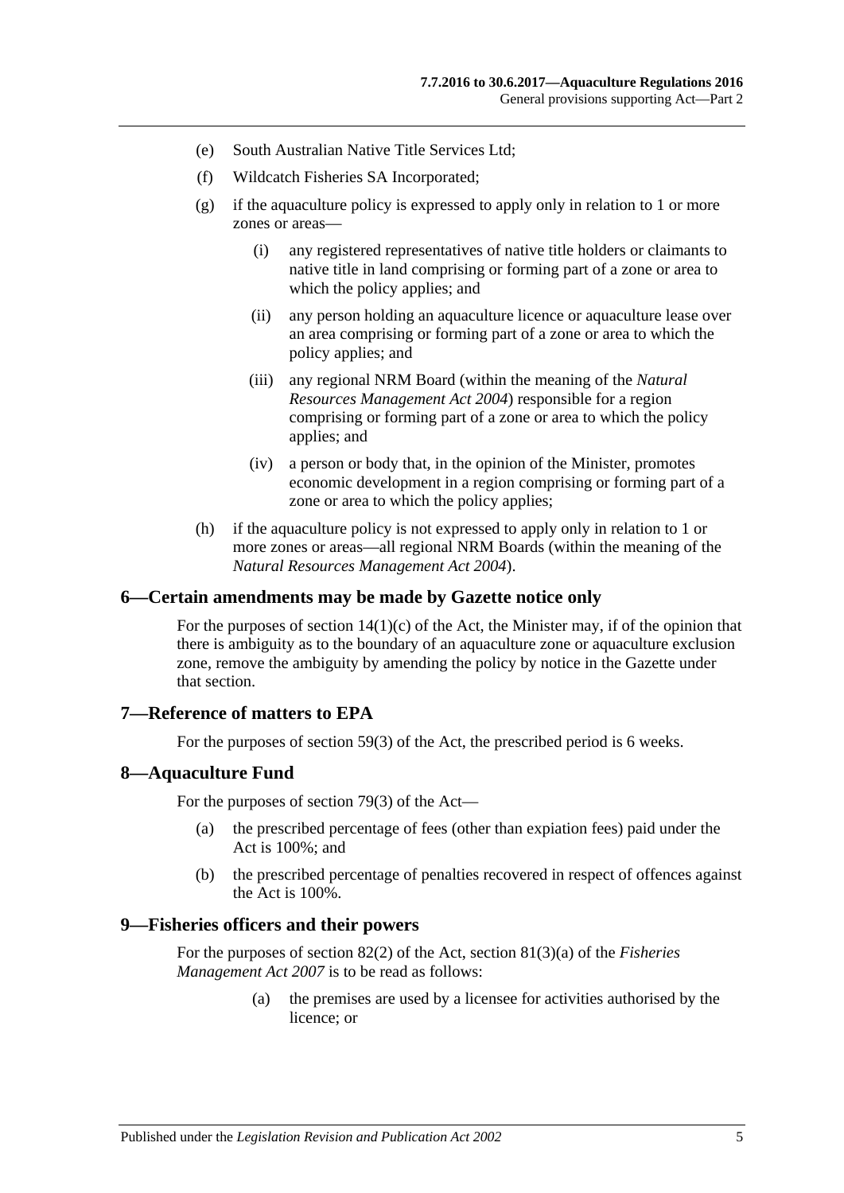(e) South Australian Native Title Services Ltd;

(f) Wildcatch Fisheries SA Incorporated;

(g) if the aquaculture policy is expressed to apply only in relation to 1 or more zones or areas—

  (i) any registered representatives of native title holders or claimants to native title in land comprising or forming part of a zone or area to which the policy applies; and

  (ii) any person holding an aquaculture licence or aquaculture lease over an area comprising or forming part of a zone or area to which the policy applies; and

  (iii) any regional NRM Board (within the meaning of the *Natural Resources Management Act 2004*) responsible for a region comprising or forming part of a zone or area to which the policy applies; and

  (iv) a person or body that, in the opinion of the Minister, promotes economic development in a region comprising or forming part of a zone or area to which the policy applies;

(h) if the aquaculture policy is not expressed to apply only in relation to 1 or more zones or areas—all regional NRM Boards (within the meaning of the *Natural Resources Management Act 2004*).

## 6—Certain amendments may be made by Gazette notice only

For the purposes of section 14(1)(c) of the Act, the Minister may, if of the opinion that there is ambiguity as to the boundary of an aquaculture zone or aquaculture exclusion zone, remove the ambiguity by amending the policy by notice in the Gazette under that section.

## 7—Reference of matters to EPA

For the purposes of section 59(3) of the Act, the prescribed period is 6 weeks.

## 8—Aquaculture Fund

For the purposes of section 79(3) of the Act—

(a) the prescribed percentage of fees (other than expiation fees) paid under the Act is 100%; and

(b) the prescribed percentage of penalties recovered in respect of offences against the Act is 100%.

## 9—Fisheries officers and their powers

For the purposes of section 82(2) of the Act, section 81(3)(a) of the *Fisheries Management Act 2007* is to be read as follows:

> (a) the premises are used by a licensee for activities authorised by the licence; or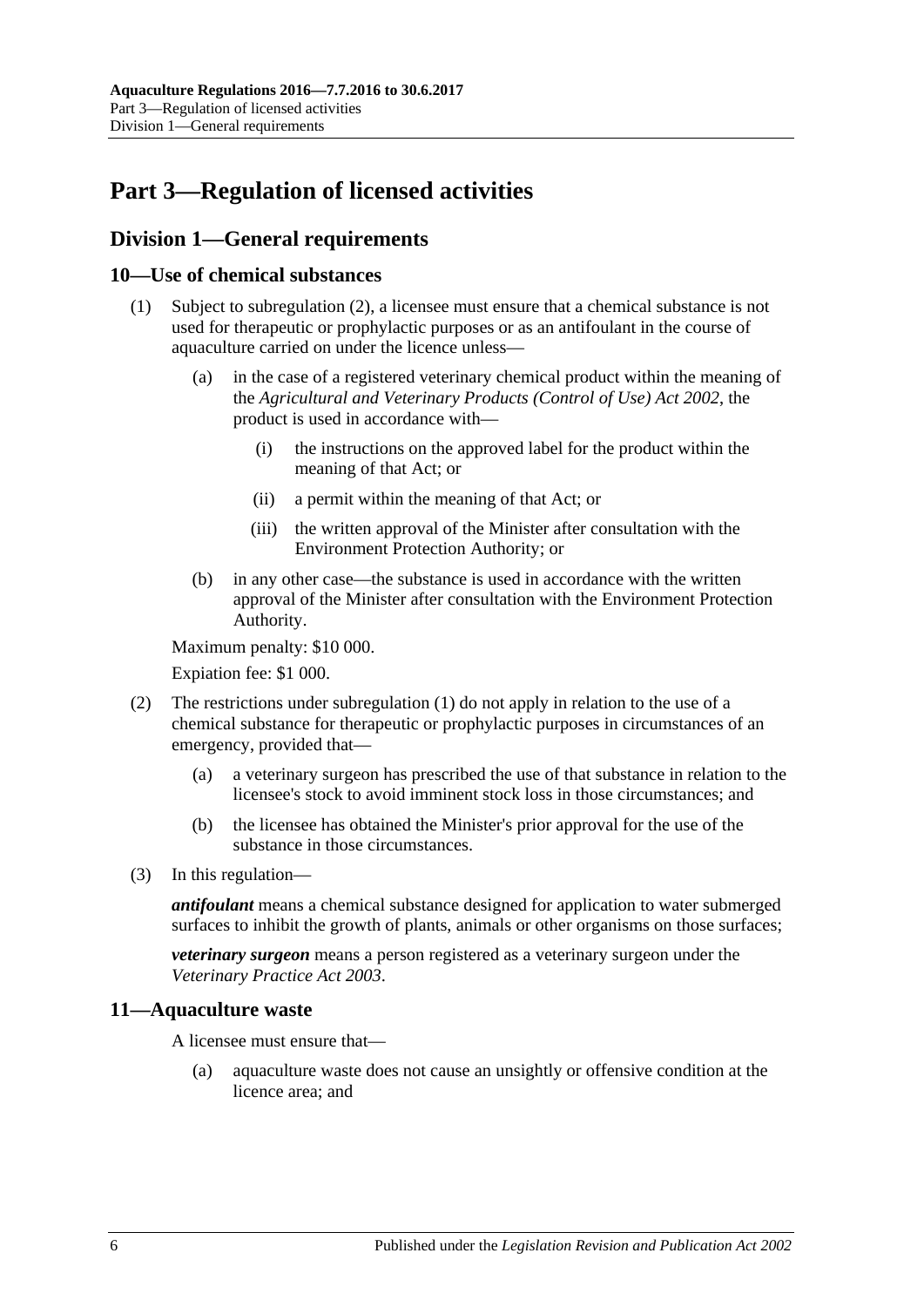# Part 3—Regulation of licensed activities

## Division 1—General requirements

### 10—Use of chemical substances

(1) Subject to subregulation (2), a licensee must ensure that a chemical substance is not used for therapeutic or prophylactic purposes or as an antifoulant in the course of aquaculture carried on under the licence unless—

(a) in the case of a registered veterinary chemical product within the meaning of the *Agricultural and Veterinary Products (Control of Use) Act 2002*, the product is used in accordance with—

(i) the instructions on the approved label for the product within the meaning of that Act; or

(ii) a permit within the meaning of that Act; or

(iii) the written approval of the Minister after consultation with the Environment Protection Authority; or

(b) in any other case—the substance is used in accordance with the written approval of the Minister after consultation with the Environment Protection Authority.

Maximum penalty: $10 000.

Expiation fee: $1 000.

(2) The restrictions under subregulation (1) do not apply in relation to the use of a chemical substance for therapeutic or prophylactic purposes in circumstances of an emergency, provided that—

(a) a veterinary surgeon has prescribed the use of that substance in relation to the licensee's stock to avoid imminent stock loss in those circumstances; and

(b) the licensee has obtained the Minister's prior approval for the use of the substance in those circumstances.

(3) In this regulation—

***antifoulant*** means a chemical substance designed for application to water submerged surfaces to inhibit the growth of plants, animals or other organisms on those surfaces;

***veterinary surgeon*** means a person registered as a veterinary surgeon under the *Veterinary Practice Act 2003*.

### 11—Aquaculture waste

A licensee must ensure that—

(a) aquaculture waste does not cause an unsightly or offensive condition at the licence area; and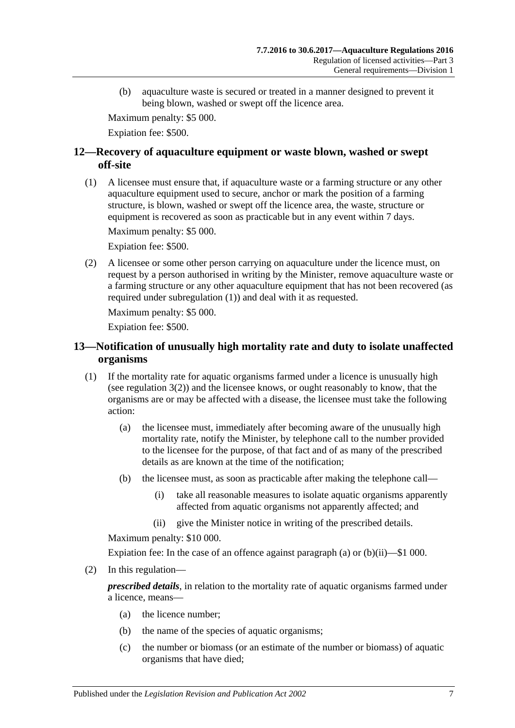(b) aquaculture waste is secured or treated in a manner designed to prevent it being blown, washed or swept off the licence area.

Maximum penalty: $5 000.

Expiation fee: $500.

## 12—Recovery of aquaculture equipment or waste blown, washed or swept off-site

(1) A licensee must ensure that, if aquaculture waste or a farming structure or any other aquaculture equipment used to secure, anchor or mark the position of a farming structure, is blown, washed or swept off the licence area, the waste, structure or equipment is recovered as soon as practicable but in any event within 7 days.

Maximum penalty: $5 000.

Expiation fee: $500.

(2) A licensee or some other person carrying on aquaculture under the licence must, on request by a person authorised in writing by the Minister, remove aquaculture waste or a farming structure or any other aquaculture equipment that has not been recovered (as required under subregulation (1)) and deal with it as requested.

Maximum penalty: $5 000.

Expiation fee: $500.

## 13—Notification of unusually high mortality rate and duty to isolate unaffected organisms

(1) If the mortality rate for aquatic organisms farmed under a licence is unusually high (see regulation 3(2)) and the licensee knows, or ought reasonably to know, that the organisms are or may be affected with a disease, the licensee must take the following action:

(a) the licensee must, immediately after becoming aware of the unusually high mortality rate, notify the Minister, by telephone call to the number provided to the licensee for the purpose, of that fact and of as many of the prescribed details as are known at the time of the notification;

(b) the licensee must, as soon as practicable after making the telephone call—

(i) take all reasonable measures to isolate aquatic organisms apparently affected from aquatic organisms not apparently affected; and

(ii) give the Minister notice in writing of the prescribed details.

Maximum penalty: $10 000.

Expiation fee: In the case of an offence against paragraph (a) or (b)(ii)—$1 000.

(2) In this regulation—

***prescribed details***, in relation to the mortality rate of aquatic organisms farmed under a licence, means—

(a) the licence number;

(b) the name of the species of aquatic organisms;

(c) the number or biomass (or an estimate of the number or biomass) of aquatic organisms that have died;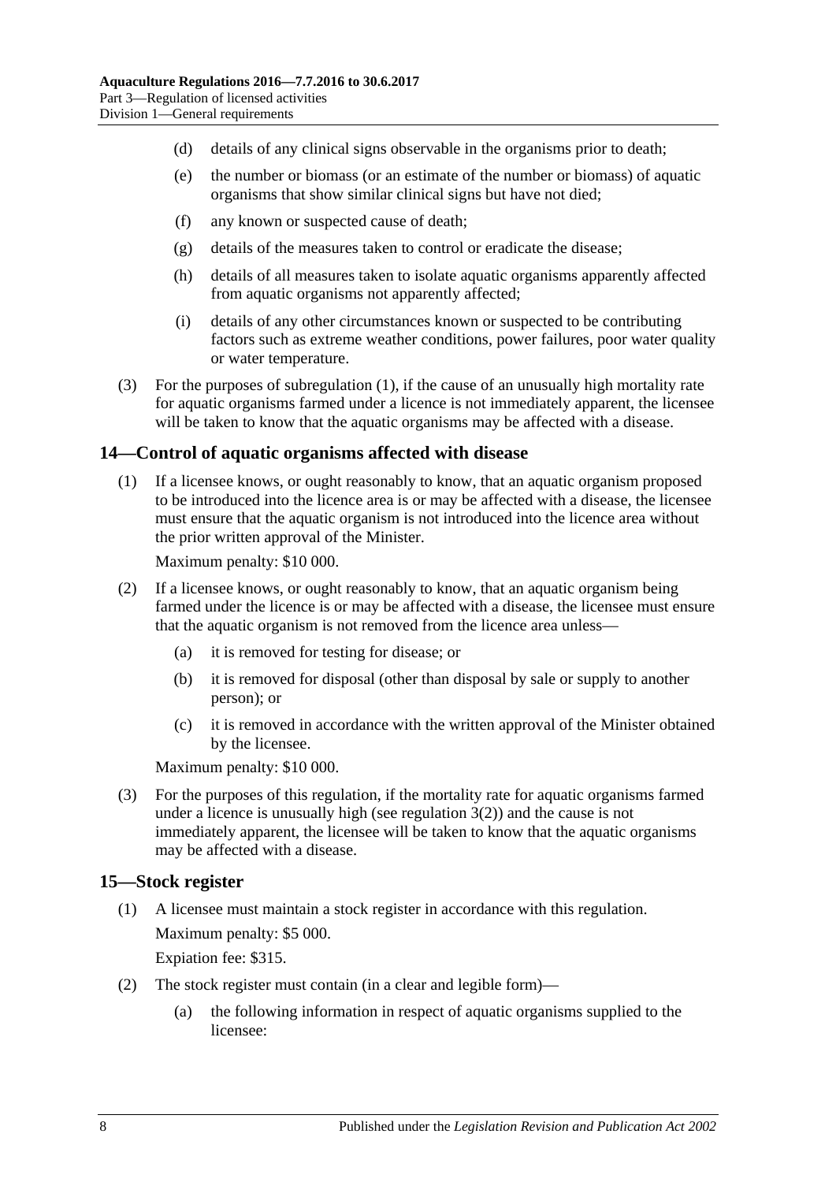(d) details of any clinical signs observable in the organisms prior to death;

(e) the number or biomass (or an estimate of the number or biomass) of aquatic organisms that show similar clinical signs but have not died;

(f) any known or suspected cause of death;

(g) details of the measures taken to control or eradicate the disease;

(h) details of all measures taken to isolate aquatic organisms apparently affected from aquatic organisms not apparently affected;

(i) details of any other circumstances known or suspected to be contributing factors such as extreme weather conditions, power failures, poor water quality or water temperature.

(3) For the purposes of subregulation (1), if the cause of an unusually high mortality rate for aquatic organisms farmed under a licence is not immediately apparent, the licensee will be taken to know that the aquatic organisms may be affected with a disease.

## 14—Control of aquatic organisms affected with disease

(1) If a licensee knows, or ought reasonably to know, that an aquatic organism proposed to be introduced into the licence area is or may be affected with a disease, the licensee must ensure that the aquatic organism is not introduced into the licence area without the prior written approval of the Minister.

Maximum penalty: $10 000.

(2) If a licensee knows, or ought reasonably to know, that an aquatic organism being farmed under the licence is or may be affected with a disease, the licensee must ensure that the aquatic organism is not removed from the licence area unless—

(a) it is removed for testing for disease; or

(b) it is removed for disposal (other than disposal by sale or supply to another person); or

(c) it is removed in accordance with the written approval of the Minister obtained by the licensee.

Maximum penalty: $10 000.

(3) For the purposes of this regulation, if the mortality rate for aquatic organisms farmed under a licence is unusually high (see regulation 3(2)) and the cause is not immediately apparent, the licensee will be taken to know that the aquatic organisms may be affected with a disease.

## 15—Stock register

(1) A licensee must maintain a stock register in accordance with this regulation.

Maximum penalty: $5 000.

Expiation fee: $315.

(2) The stock register must contain (in a clear and legible form)—

(a) the following information in respect of aquatic organisms supplied to the licensee: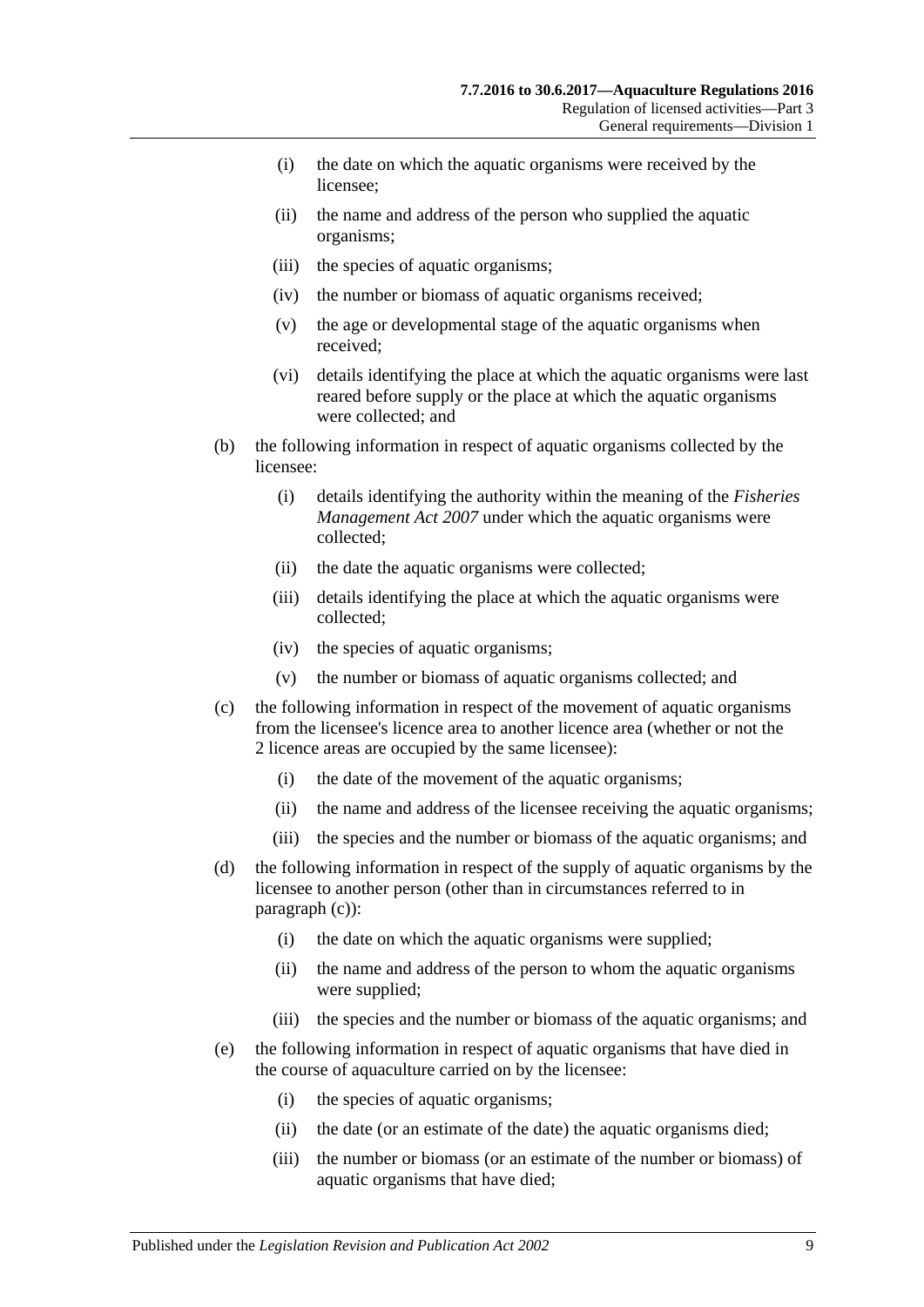(i) the date on which the aquatic organisms were received by the licensee;

(ii) the name and address of the person who supplied the aquatic organisms;

(iii) the species of aquatic organisms;

(iv) the number or biomass of aquatic organisms received;

(v) the age or developmental stage of the aquatic organisms when received;

(vi) details identifying the place at which the aquatic organisms were last reared before supply or the place at which the aquatic organisms were collected; and

(b) the following information in respect of aquatic organisms collected by the licensee:

(i) details identifying the authority within the meaning of the *Fisheries Management Act 2007* under which the aquatic organisms were collected;

(ii) the date the aquatic organisms were collected;

(iii) details identifying the place at which the aquatic organisms were collected;

(iv) the species of aquatic organisms;

(v) the number or biomass of aquatic organisms collected; and

(c) the following information in respect of the movement of aquatic organisms from the licensee's licence area to another licence area (whether or not the 2 licence areas are occupied by the same licensee):

(i) the date of the movement of the aquatic organisms;

(ii) the name and address of the licensee receiving the aquatic organisms;

(iii) the species and the number or biomass of the aquatic organisms; and

(d) the following information in respect of the supply of aquatic organisms by the licensee to another person (other than in circumstances referred to in paragraph (c)):

(i) the date on which the aquatic organisms were supplied;

(ii) the name and address of the person to whom the aquatic organisms were supplied;

(iii) the species and the number or biomass of the aquatic organisms; and

(e) the following information in respect of aquatic organisms that have died in the course of aquaculture carried on by the licensee:

(i) the species of aquatic organisms;

(ii) the date (or an estimate of the date) the aquatic organisms died;

(iii) the number or biomass (or an estimate of the number or biomass) of aquatic organisms that have died;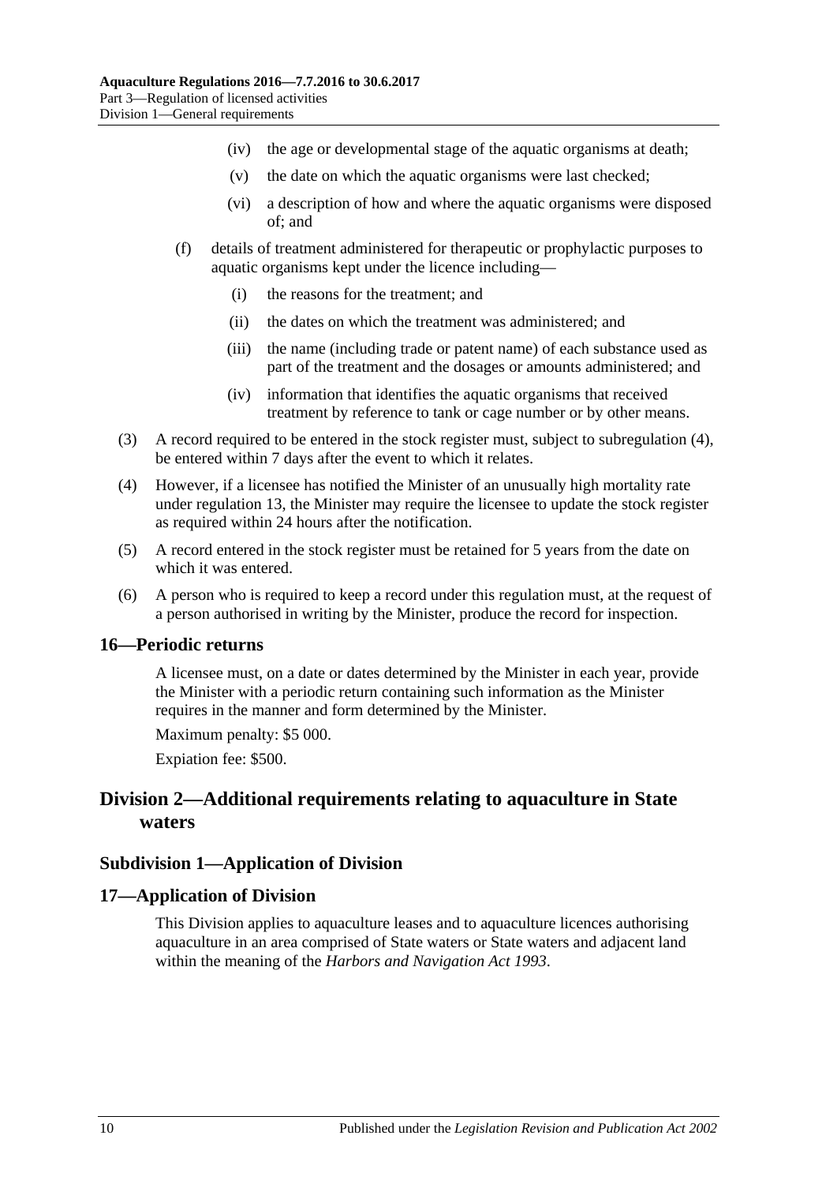(iv) the age or developmental stage of the aquatic organisms at death;

(v) the date on which the aquatic organisms were last checked;

(vi) a description of how and where the aquatic organisms were disposed of; and

(f) details of treatment administered for therapeutic or prophylactic purposes to aquatic organisms kept under the licence including—

(i) the reasons for the treatment; and

(ii) the dates on which the treatment was administered; and

(iii) the name (including trade or patent name) of each substance used as part of the treatment and the dosages or amounts administered; and

(iv) information that identifies the aquatic organisms that received treatment by reference to tank or cage number or by other means.

(3) A record required to be entered in the stock register must, subject to subregulation (4), be entered within 7 days after the event to which it relates.

(4) However, if a licensee has notified the Minister of an unusually high mortality rate under regulation 13, the Minister may require the licensee to update the stock register as required within 24 hours after the notification.

(5) A record entered in the stock register must be retained for 5 years from the date on which it was entered.

(6) A person who is required to keep a record under this regulation must, at the request of a person authorised in writing by the Minister, produce the record for inspection.

### 16—Periodic returns

A licensee must, on a date or dates determined by the Minister in each year, provide the Minister with a periodic return containing such information as the Minister requires in the manner and form determined by the Minister.

Maximum penalty: $5 000.

Expiation fee: $500.

## Division 2—Additional requirements relating to aquaculture in State waters

### Subdivision 1—Application of Division

### 17—Application of Division

This Division applies to aquaculture leases and to aquaculture licences authorising aquaculture in an area comprised of State waters or State waters and adjacent land within the meaning of the *Harbors and Navigation Act 1993*.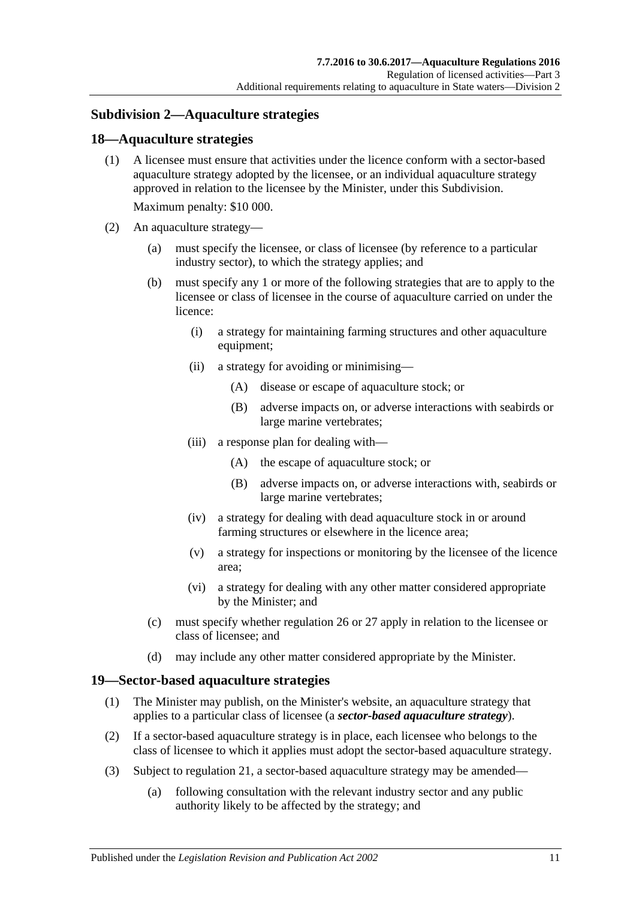## Subdivision 2—Aquaculture strategies

### 18—Aquaculture strategies

(1) A licensee must ensure that activities under the licence conform with a sector-based aquaculture strategy adopted by the licensee, or an individual aquaculture strategy approved in relation to the licensee by the Minister, under this Subdivision.

Maximum penalty: $10 000.

(2) An aquaculture strategy—

(a) must specify the licensee, or class of licensee (by reference to a particular industry sector), to which the strategy applies; and

(b) must specify any 1 or more of the following strategies that are to apply to the licensee or class of licensee in the course of aquaculture carried on under the licence:

(i) a strategy for maintaining farming structures and other aquaculture equipment;

(ii) a strategy for avoiding or minimising—

(A) disease or escape of aquaculture stock; or

(B) adverse impacts on, or adverse interactions with seabirds or large marine vertebrates;

(iii) a response plan for dealing with—

(A) the escape of aquaculture stock; or

(B) adverse impacts on, or adverse interactions with, seabirds or large marine vertebrates;

(iv) a strategy for dealing with dead aquaculture stock in or around farming structures or elsewhere in the licence area;

(v) a strategy for inspections or monitoring by the licensee of the licence area;

(vi) a strategy for dealing with any other matter considered appropriate by the Minister; and

(c) must specify whether regulation 26 or 27 apply in relation to the licensee or class of licensee; and

(d) may include any other matter considered appropriate by the Minister.

### 19—Sector-based aquaculture strategies

(1) The Minister may publish, on the Minister's website, an aquaculture strategy that applies to a particular class of licensee (a ***sector-based aquaculture strategy***).

(2) If a sector-based aquaculture strategy is in place, each licensee who belongs to the class of licensee to which it applies must adopt the sector-based aquaculture strategy.

(3) Subject to regulation 21, a sector-based aquaculture strategy may be amended—

(a) following consultation with the relevant industry sector and any public authority likely to be affected by the strategy; and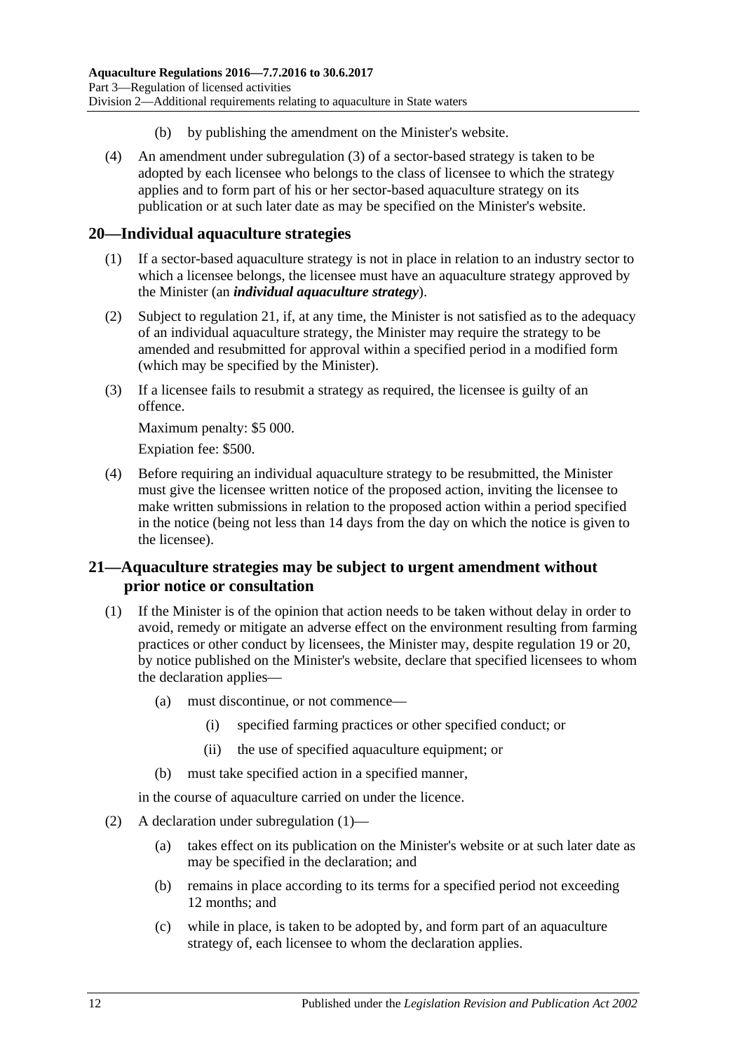(b) by publishing the amendment on the Minister's website.

(4) An amendment under subregulation (3) of a sector-based strategy is taken to be adopted by each licensee who belongs to the class of licensee to which the strategy applies and to form part of his or her sector-based aquaculture strategy on its publication or at such later date as may be specified on the Minister's website.

## 20—Individual aquaculture strategies

(1) If a sector-based aquaculture strategy is not in place in relation to an industry sector to which a licensee belongs, the licensee must have an aquaculture strategy approved by the Minister (an ***individual aquaculture strategy***).

(2) Subject to regulation 21, if, at any time, the Minister is not satisfied as to the adequacy of an individual aquaculture strategy, the Minister may require the strategy to be amended and resubmitted for approval within a specified period in a modified form (which may be specified by the Minister).

(3) If a licensee fails to resubmit a strategy as required, the licensee is guilty of an offence.

Maximum penalty: $5 000.

Expiation fee: $500.

(4) Before requiring an individual aquaculture strategy to be resubmitted, the Minister must give the licensee written notice of the proposed action, inviting the licensee to make written submissions in relation to the proposed action within a period specified in the notice (being not less than 14 days from the day on which the notice is given to the licensee).

## 21—Aquaculture strategies may be subject to urgent amendment without prior notice or consultation

(1) If the Minister is of the opinion that action needs to be taken without delay in order to avoid, remedy or mitigate an adverse effect on the environment resulting from farming practices or other conduct by licensees, the Minister may, despite regulation 19 or 20, by notice published on the Minister's website, declare that specified licensees to whom the declaration applies—

(a) must discontinue, or not commence—

(i) specified farming practices or other specified conduct; or

(ii) the use of specified aquaculture equipment; or

(b) must take specified action in a specified manner,

in the course of aquaculture carried on under the licence.

(2) A declaration under subregulation (1)—

(a) takes effect on its publication on the Minister's website or at such later date as may be specified in the declaration; and

(b) remains in place according to its terms for a specified period not exceeding 12 months; and

(c) while in place, is taken to be adopted by, and form part of an aquaculture strategy of, each licensee to whom the declaration applies.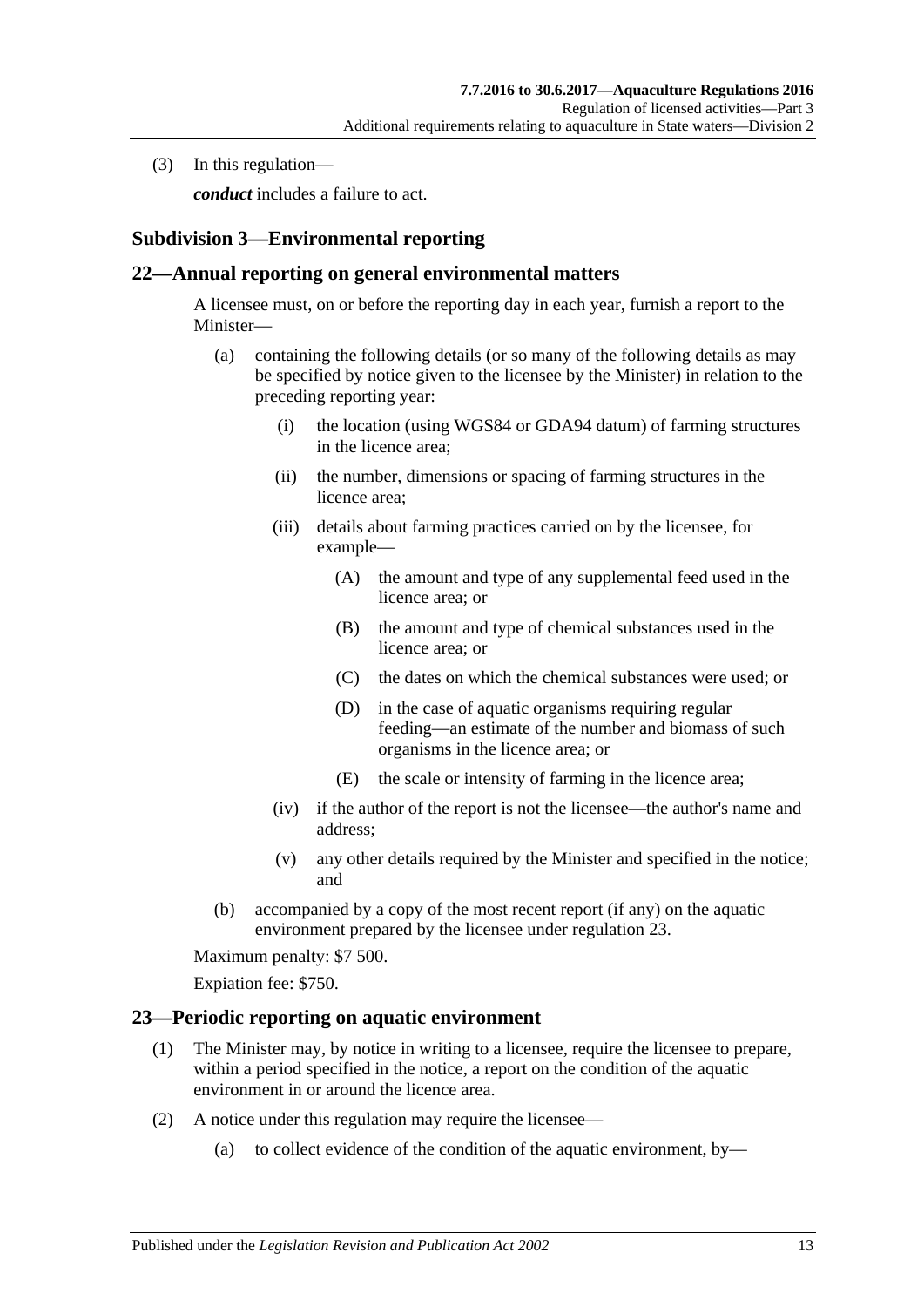(3) In this regulation—

*conduct* includes a failure to act.

### Subdivision 3—Environmental reporting

## 22—Annual reporting on general environmental matters

A licensee must, on or before the reporting day in each year, furnish a report to the Minister—

(a) containing the following details (or so many of the following details as may be specified by notice given to the licensee by the Minister) in relation to the preceding reporting year:

(i) the location (using WGS84 or GDA94 datum) of farming structures in the licence area;

(ii) the number, dimensions or spacing of farming structures in the licence area;

(iii) details about farming practices carried on by the licensee, for example—

(A) the amount and type of any supplemental feed used in the licence area; or

(B) the amount and type of chemical substances used in the licence area; or

(C) the dates on which the chemical substances were used; or

(D) in the case of aquatic organisms requiring regular feeding—an estimate of the number and biomass of such organisms in the licence area; or

(E) the scale or intensity of farming in the licence area;

(iv) if the author of the report is not the licensee—the author's name and address;

(v) any other details required by the Minister and specified in the notice; and

(b) accompanied by a copy of the most recent report (if any) on the aquatic environment prepared by the licensee under regulation 23.

Maximum penalty: $7 500.

Expiation fee: $750.

## 23—Periodic reporting on aquatic environment

(1) The Minister may, by notice in writing to a licensee, require the licensee to prepare, within a period specified in the notice, a report on the condition of the aquatic environment in or around the licence area.

(2) A notice under this regulation may require the licensee—

(a) to collect evidence of the condition of the aquatic environment, by—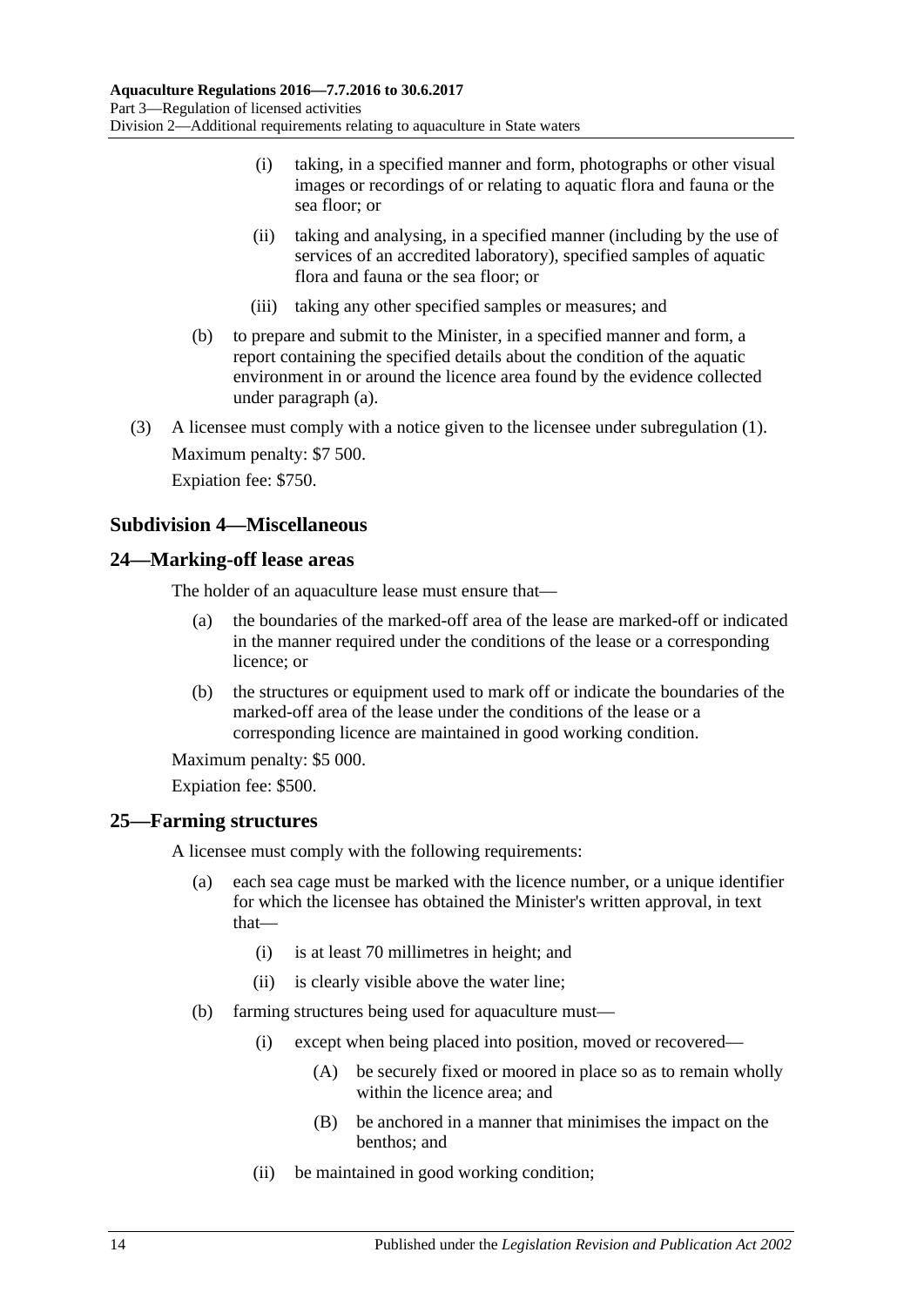(i) taking, in a specified manner and form, photographs or other visual images or recordings of or relating to aquatic flora and fauna or the sea floor; or

(ii) taking and analysing, in a specified manner (including by the use of services of an accredited laboratory), specified samples of aquatic flora and fauna or the sea floor; or

(iii) taking any other specified samples or measures; and

(b) to prepare and submit to the Minister, in a specified manner and form, a report containing the specified details about the condition of the aquatic environment in or around the licence area found by the evidence collected under paragraph (a).

(3) A licensee must comply with a notice given to the licensee under subregulation (1).

Maximum penalty: $7 500.

Expiation fee: $750.

### Subdivision 4—Miscellaneous

### 24—Marking-off lease areas

The holder of an aquaculture lease must ensure that—

(a) the boundaries of the marked-off area of the lease are marked-off or indicated in the manner required under the conditions of the lease or a corresponding licence; or

(b) the structures or equipment used to mark off or indicate the boundaries of the marked-off area of the lease under the conditions of the lease or a corresponding licence are maintained in good working condition.

Maximum penalty: $5 000.

Expiation fee: $500.

### 25—Farming structures

A licensee must comply with the following requirements:

(a) each sea cage must be marked with the licence number, or a unique identifier for which the licensee has obtained the Minister's written approval, in text that—

(i) is at least 70 millimetres in height; and

(ii) is clearly visible above the water line;

(b) farming structures being used for aquaculture must—

(i) except when being placed into position, moved or recovered—

(A) be securely fixed or moored in place so as to remain wholly within the licence area; and

(B) be anchored in a manner that minimises the impact on the benthos; and

(ii) be maintained in good working condition;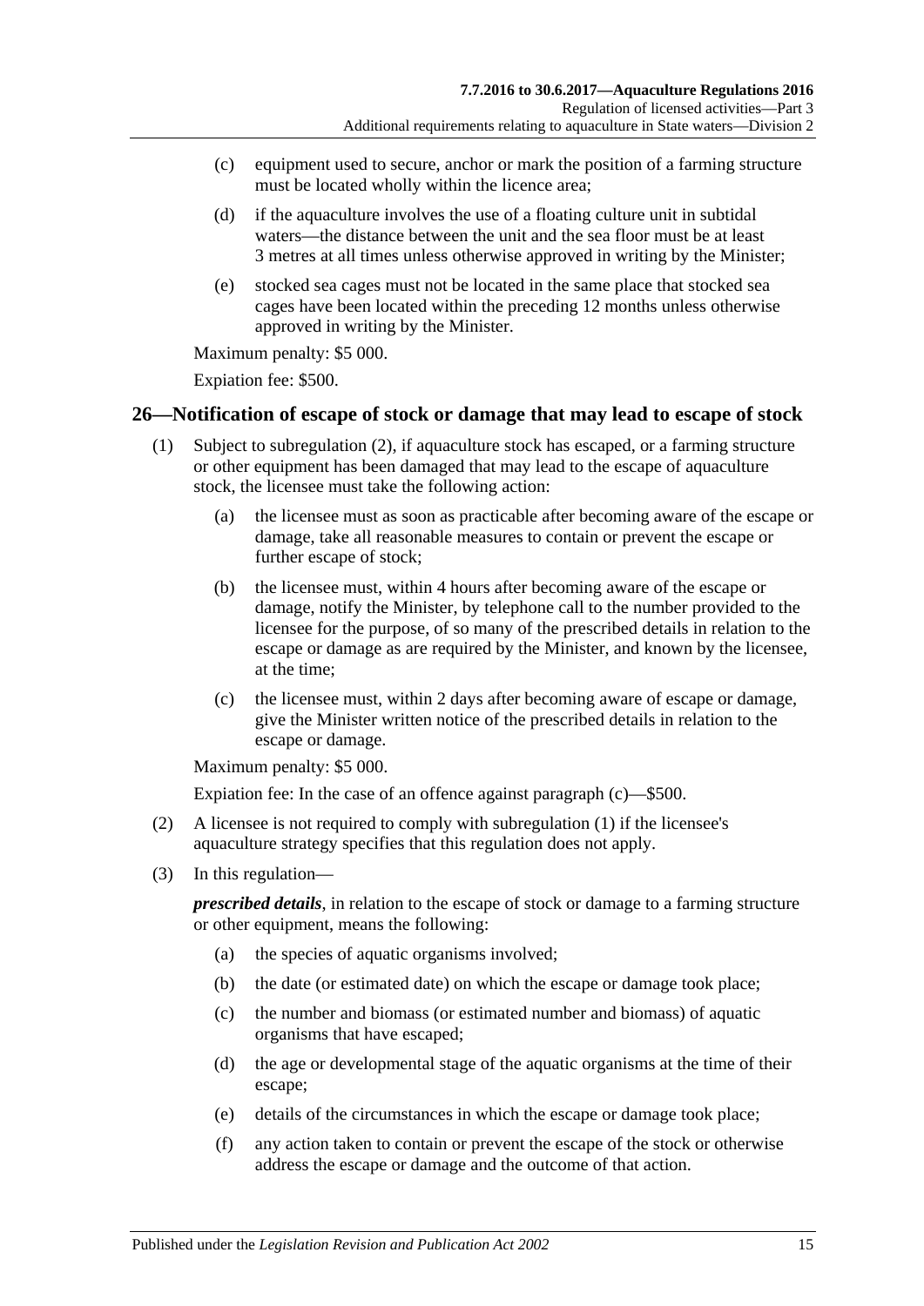(c) equipment used to secure, anchor or mark the position of a farming structure must be located wholly within the licence area;

(d) if the aquaculture involves the use of a floating culture unit in subtidal waters—the distance between the unit and the sea floor must be at least 3 metres at all times unless otherwise approved in writing by the Minister;

(e) stocked sea cages must not be located in the same place that stocked sea cages have been located within the preceding 12 months unless otherwise approved in writing by the Minister.

Maximum penalty: $5 000.

Expiation fee: $500.

## 26—Notification of escape of stock or damage that may lead to escape of stock

(1) Subject to subregulation (2), if aquaculture stock has escaped, or a farming structure or other equipment has been damaged that may lead to the escape of aquaculture stock, the licensee must take the following action:

(a) the licensee must as soon as practicable after becoming aware of the escape or damage, take all reasonable measures to contain or prevent the escape or further escape of stock;

(b) the licensee must, within 4 hours after becoming aware of the escape or damage, notify the Minister, by telephone call to the number provided to the licensee for the purpose, of so many of the prescribed details in relation to the escape or damage as are required by the Minister, and known by the licensee, at the time;

(c) the licensee must, within 2 days after becoming aware of escape or damage, give the Minister written notice of the prescribed details in relation to the escape or damage.

Maximum penalty: $5 000.

Expiation fee: In the case of an offence against paragraph (c)—$500.

(2) A licensee is not required to comply with subregulation (1) if the licensee's aquaculture strategy specifies that this regulation does not apply.

(3) In this regulation—

***prescribed details***, in relation to the escape of stock or damage to a farming structure or other equipment, means the following:

(a) the species of aquatic organisms involved;

(b) the date (or estimated date) on which the escape or damage took place;

(c) the number and biomass (or estimated number and biomass) of aquatic organisms that have escaped;

(d) the age or developmental stage of the aquatic organisms at the time of their escape;

(e) details of the circumstances in which the escape or damage took place;

(f) any action taken to contain or prevent the escape of the stock or otherwise address the escape or damage and the outcome of that action.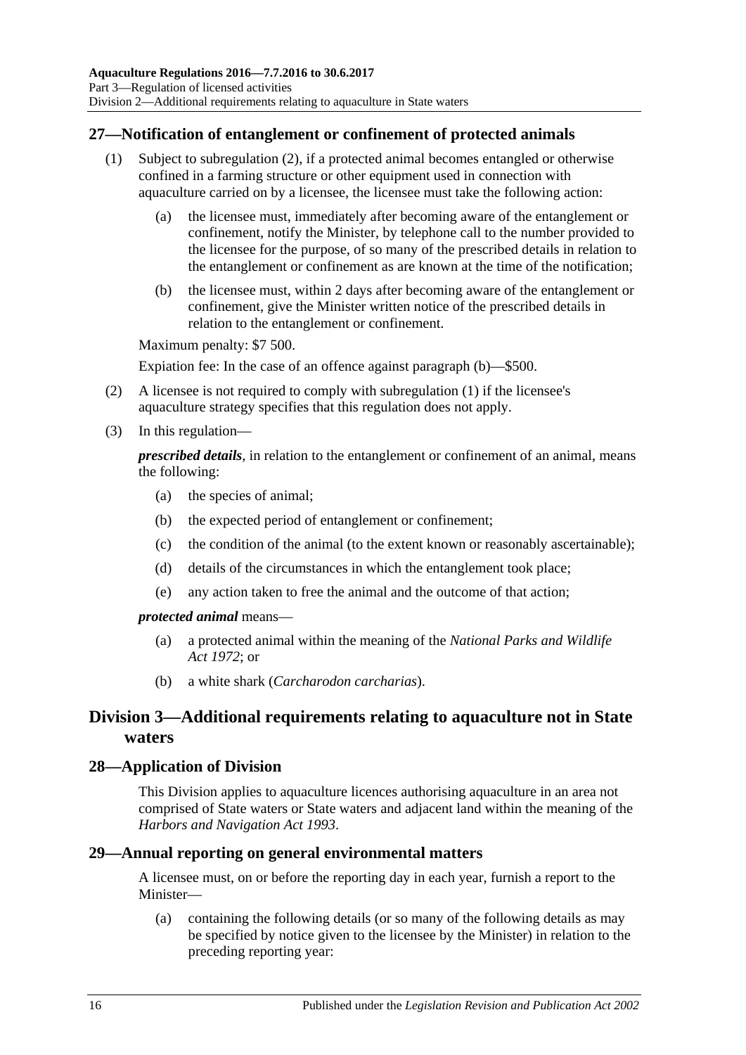## 27—Notification of entanglement or confinement of protected animals

(1) Subject to subregulation (2), if a protected animal becomes entangled or otherwise confined in a farming structure or other equipment used in connection with aquaculture carried on by a licensee, the licensee must take the following action:

  (a) the licensee must, immediately after becoming aware of the entanglement or confinement, notify the Minister, by telephone call to the number provided to the licensee for the purpose, of so many of the prescribed details in relation to the entanglement or confinement as are known at the time of the notification;

  (b) the licensee must, within 2 days after becoming aware of the entanglement or confinement, give the Minister written notice of the prescribed details in relation to the entanglement or confinement.

Maximum penalty: $7 500.

Expiation fee: In the case of an offence against paragraph (b)—$500.

(2) A licensee is not required to comply with subregulation (1) if the licensee's aquaculture strategy specifies that this regulation does not apply.

(3) In this regulation—

***prescribed details***, in relation to the entanglement or confinement of an animal, means the following:

  (a) the species of animal;

  (b) the expected period of entanglement or confinement;

  (c) the condition of the animal (to the extent known or reasonably ascertainable);

  (d) details of the circumstances in which the entanglement took place;

  (e) any action taken to free the animal and the outcome of that action;

***protected animal*** means—

  (a) a protected animal within the meaning of the *National Parks and Wildlife Act 1972*; or

  (b) a white shark (*Carcharodon carcharias*).

# Division 3—Additional requirements relating to aquaculture not in State waters

## 28—Application of Division

This Division applies to aquaculture licences authorising aquaculture in an area not comprised of State waters or State waters and adjacent land within the meaning of the *Harbors and Navigation Act 1993*.

## 29—Annual reporting on general environmental matters

A licensee must, on or before the reporting day in each year, furnish a report to the Minister—

  (a) containing the following details (or so many of the following details as may be specified by notice given to the licensee by the Minister) in relation to the preceding reporting year: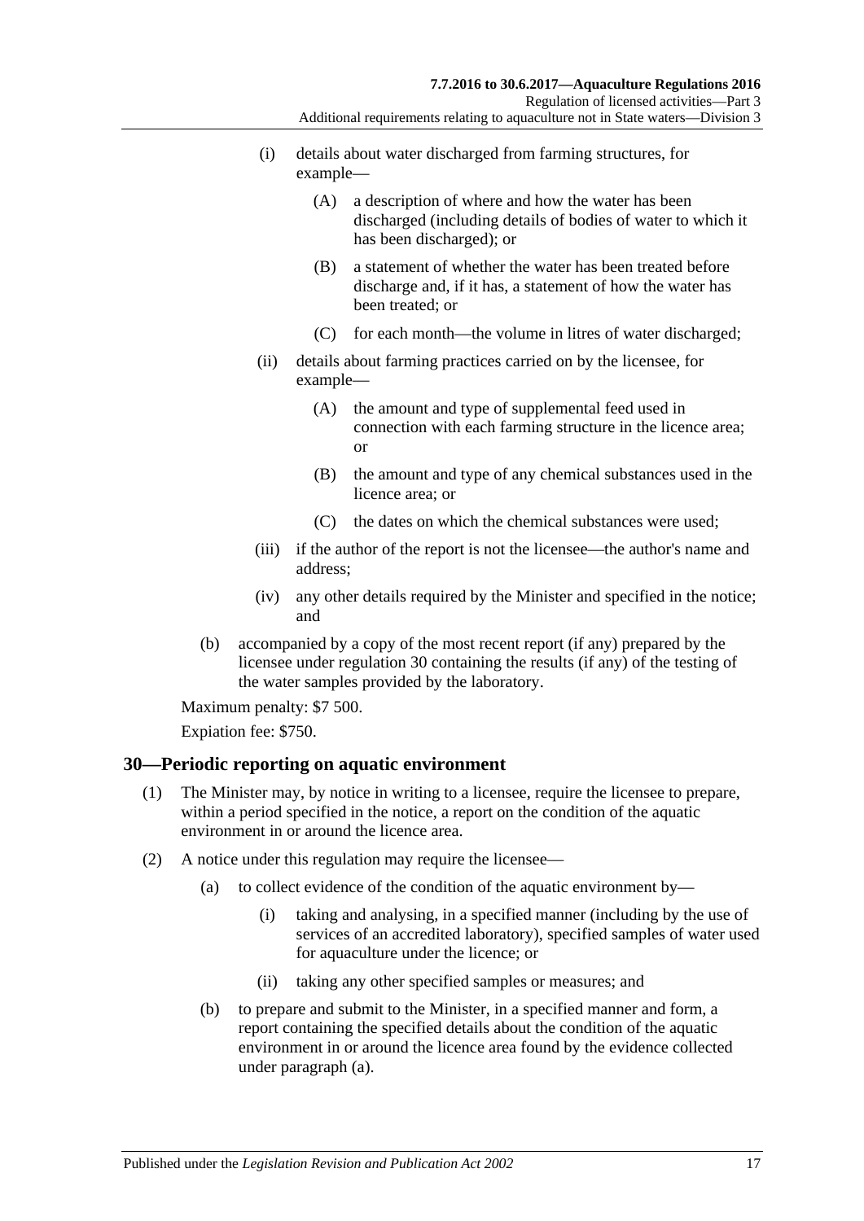(i) details about water discharged from farming structures, for example—

(A) a description of where and how the water has been discharged (including details of bodies of water to which it has been discharged); or

(B) a statement of whether the water has been treated before discharge and, if it has, a statement of how the water has been treated; or

(C) for each month—the volume in litres of water discharged;

(ii) details about farming practices carried on by the licensee, for example—

(A) the amount and type of supplemental feed used in connection with each farming structure in the licence area; or

(B) the amount and type of any chemical substances used in the licence area; or

(C) the dates on which the chemical substances were used;

(iii) if the author of the report is not the licensee—the author's name and address;

(iv) any other details required by the Minister and specified in the notice; and

(b) accompanied by a copy of the most recent report (if any) prepared by the licensee under regulation 30 containing the results (if any) of the testing of the water samples provided by the laboratory.

Maximum penalty: $7 500.

Expiation fee: $750.

## 30—Periodic reporting on aquatic environment

(1) The Minister may, by notice in writing to a licensee, require the licensee to prepare, within a period specified in the notice, a report on the condition of the aquatic environment in or around the licence area.

(2) A notice under this regulation may require the licensee—

(a) to collect evidence of the condition of the aquatic environment by—

(i) taking and analysing, in a specified manner (including by the use of services of an accredited laboratory), specified samples of water used for aquaculture under the licence; or

(ii) taking any other specified samples or measures; and

(b) to prepare and submit to the Minister, in a specified manner and form, a report containing the specified details about the condition of the aquatic environment in or around the licence area found by the evidence collected under paragraph (a).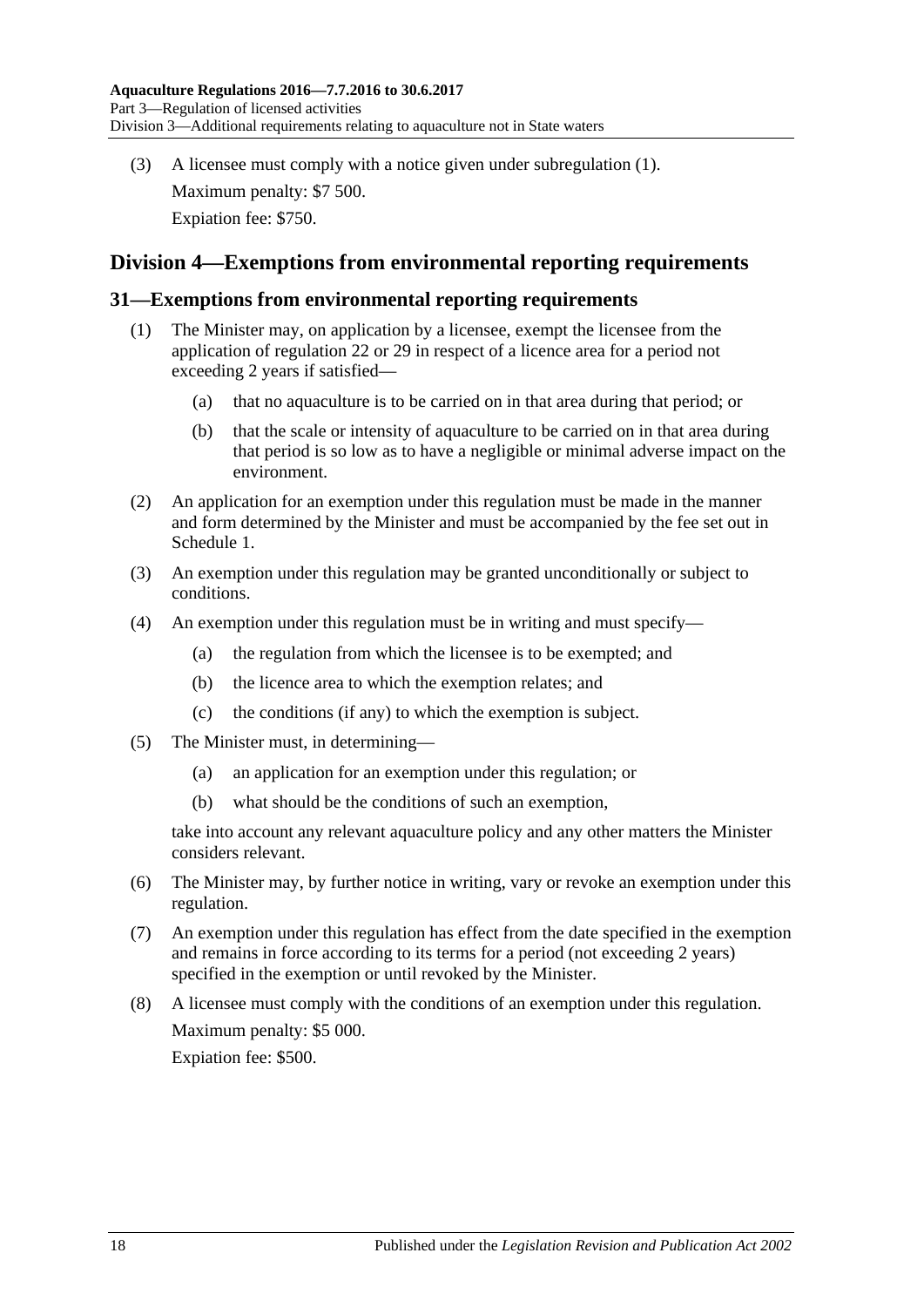(3) A licensee must comply with a notice given under subregulation (1).

Maximum penalty: $7 500.

Expiation fee: $750.

## Division 4—Exemptions from environmental reporting requirements

### 31—Exemptions from environmental reporting requirements

(1) The Minister may, on application by a licensee, exempt the licensee from the application of regulation 22 or 29 in respect of a licence area for a period not exceeding 2 years if satisfied—

  (a) that no aquaculture is to be carried on in that area during that period; or

  (b) that the scale or intensity of aquaculture to be carried on in that area during that period is so low as to have a negligible or minimal adverse impact on the environment.

(2) An application for an exemption under this regulation must be made in the manner and form determined by the Minister and must be accompanied by the fee set out in Schedule 1.

(3) An exemption under this regulation may be granted unconditionally or subject to conditions.

(4) An exemption under this regulation must be in writing and must specify—

  (a) the regulation from which the licensee is to be exempted; and

  (b) the licence area to which the exemption relates; and

  (c) the conditions (if any) to which the exemption is subject.

(5) The Minister must, in determining—

  (a) an application for an exemption under this regulation; or

  (b) what should be the conditions of such an exemption,

take into account any relevant aquaculture policy and any other matters the Minister considers relevant.

(6) The Minister may, by further notice in writing, vary or revoke an exemption under this regulation.

(7) An exemption under this regulation has effect from the date specified in the exemption and remains in force according to its terms for a period (not exceeding 2 years) specified in the exemption or until revoked by the Minister.

(8) A licensee must comply with the conditions of an exemption under this regulation.

Maximum penalty: $5 000.

Expiation fee: $500.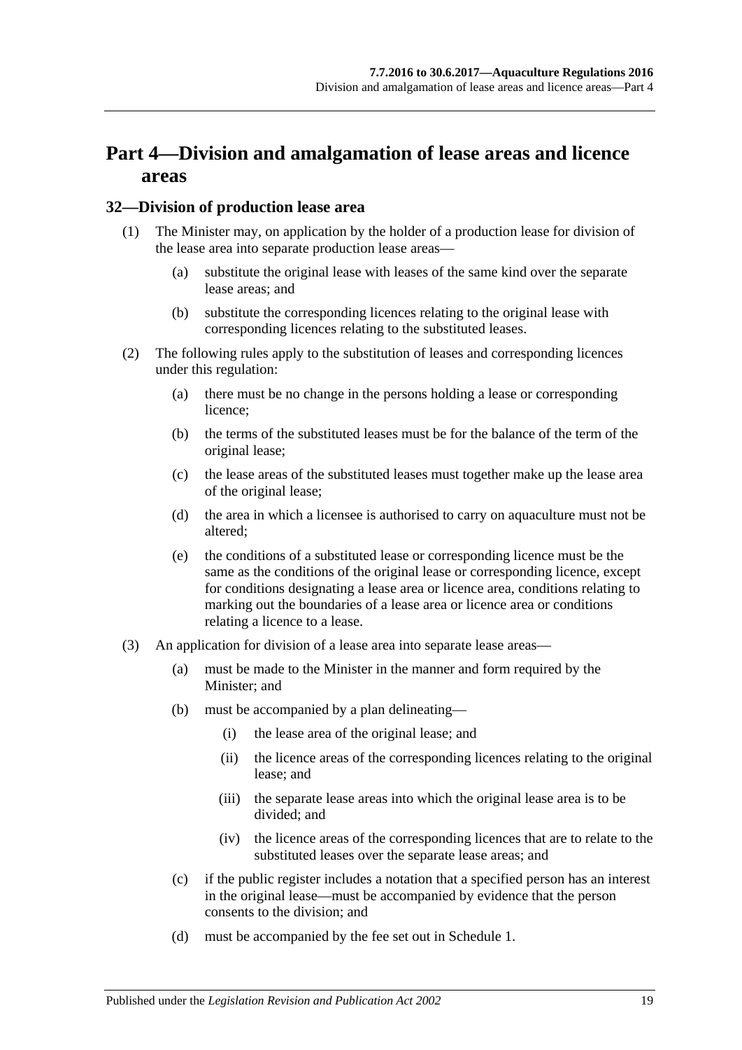# Part 4—Division and amalgamation of lease areas and licence areas

## 32—Division of production lease area

(1) The Minister may, on application by the holder of a production lease for division of the lease area into separate production lease areas—

  (a) substitute the original lease with leases of the same kind over the separate lease areas; and

  (b) substitute the corresponding licences relating to the original lease with corresponding licences relating to the substituted leases.

(2) The following rules apply to the substitution of leases and corresponding licences under this regulation:

  (a) there must be no change in the persons holding a lease or corresponding licence;

  (b) the terms of the substituted leases must be for the balance of the term of the original lease;

  (c) the lease areas of the substituted leases must together make up the lease area of the original lease;

  (d) the area in which a licensee is authorised to carry on aquaculture must not be altered;

  (e) the conditions of a substituted lease or corresponding licence must be the same as the conditions of the original lease or corresponding licence, except for conditions designating a lease area or licence area, conditions relating to marking out the boundaries of a lease area or licence area or conditions relating a licence to a lease.

(3) An application for division of a lease area into separate lease areas—

  (a) must be made to the Minister in the manner and form required by the Minister; and

  (b) must be accompanied by a plan delineating—

    (i) the lease area of the original lease; and

    (ii) the licence areas of the corresponding licences relating to the original lease; and

    (iii) the separate lease areas into which the original lease area is to be divided; and

    (iv) the licence areas of the corresponding licences that are to relate to the substituted leases over the separate lease areas; and

  (c) if the public register includes a notation that a specified person has an interest in the original lease—must be accompanied by evidence that the person consents to the division; and

  (d) must be accompanied by the fee set out in Schedule 1.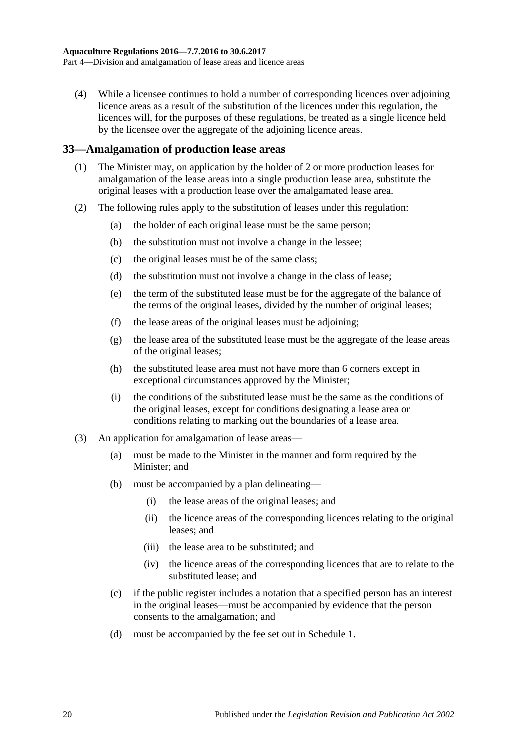(4) While a licensee continues to hold a number of corresponding licences over adjoining licence areas as a result of the substitution of the licences under this regulation, the licences will, for the purposes of these regulations, be treated as a single licence held by the licensee over the aggregate of the adjoining licence areas.

## 33—Amalgamation of production lease areas

(1) The Minister may, on application by the holder of 2 or more production leases for amalgamation of the lease areas into a single production lease area, substitute the original leases with a production lease over the amalgamated lease area.

(2) The following rules apply to the substitution of leases under this regulation:

- (a) the holder of each original lease must be the same person;
- (b) the substitution must not involve a change in the lessee;
- (c) the original leases must be of the same class;
- (d) the substitution must not involve a change in the class of lease;
- (e) the term of the substituted lease must be for the aggregate of the balance of the terms of the original leases, divided by the number of original leases;
- (f) the lease areas of the original leases must be adjoining;
- (g) the lease area of the substituted lease must be the aggregate of the lease areas of the original leases;
- (h) the substituted lease area must not have more than 6 corners except in exceptional circumstances approved by the Minister;
- (i) the conditions of the substituted lease must be the same as the conditions of the original leases, except for conditions designating a lease area or conditions relating to marking out the boundaries of a lease area.

(3) An application for amalgamation of lease areas—

- (a) must be made to the Minister in the manner and form required by the Minister; and
- (b) must be accompanied by a plan delineating—
  - (i) the lease areas of the original leases; and
  - (ii) the licence areas of the corresponding licences relating to the original leases; and
  - (iii) the lease area to be substituted; and
  - (iv) the licence areas of the corresponding licences that are to relate to the substituted lease; and
- (c) if the public register includes a notation that a specified person has an interest in the original leases—must be accompanied by evidence that the person consents to the amalgamation; and
- (d) must be accompanied by the fee set out in Schedule 1.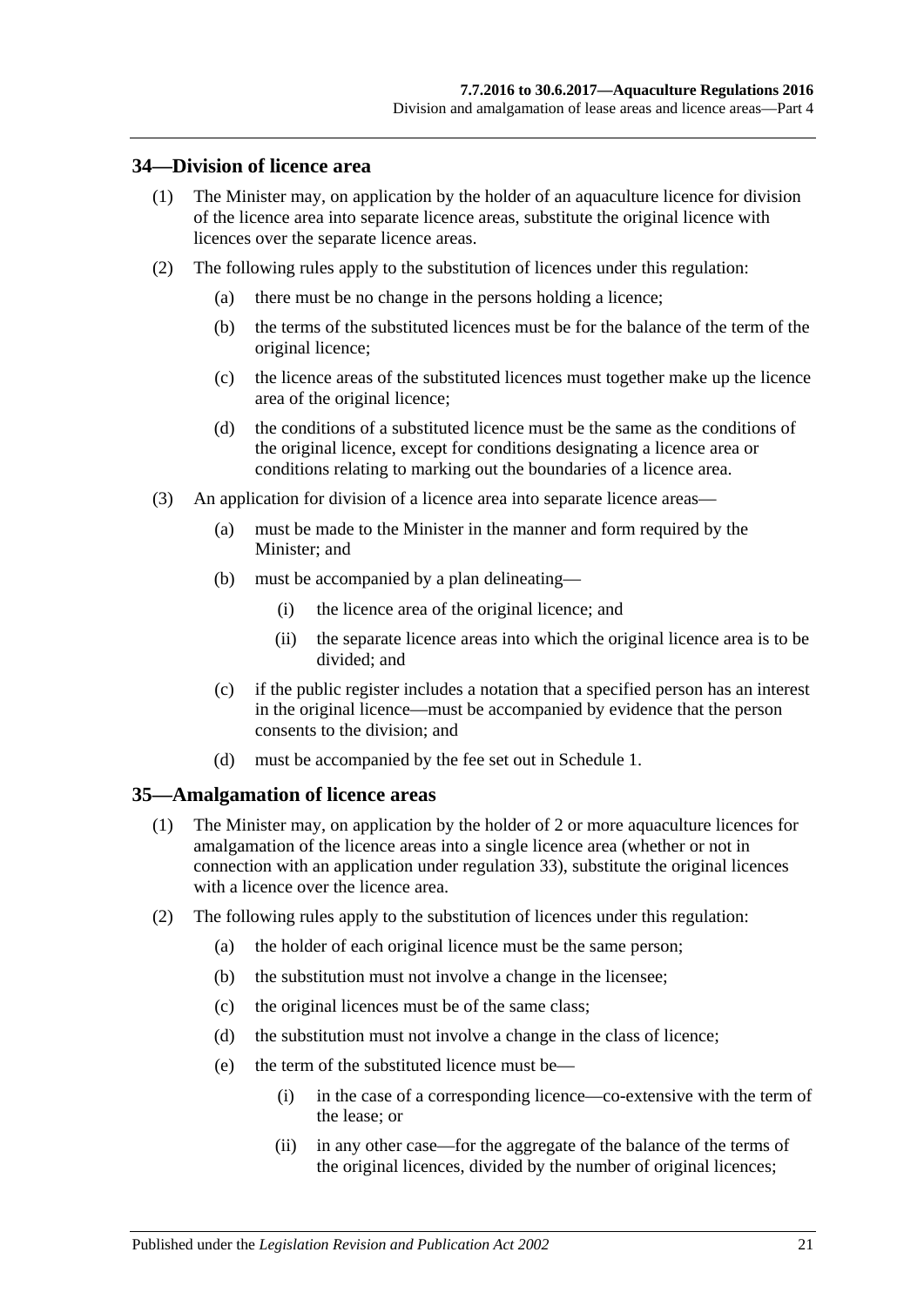## 34—Division of licence area

(1) The Minister may, on application by the holder of an aquaculture licence for division of the licence area into separate licence areas, substitute the original licence with licences over the separate licence areas.

(2) The following rules apply to the substitution of licences under this regulation:

(a) there must be no change in the persons holding a licence;

(b) the terms of the substituted licences must be for the balance of the term of the original licence;

(c) the licence areas of the substituted licences must together make up the licence area of the original licence;

(d) the conditions of a substituted licence must be the same as the conditions of the original licence, except for conditions designating a licence area or conditions relating to marking out the boundaries of a licence area.

(3) An application for division of a licence area into separate licence areas—

(a) must be made to the Minister in the manner and form required by the Minister; and

(b) must be accompanied by a plan delineating—

(i) the licence area of the original licence; and

(ii) the separate licence areas into which the original licence area is to be divided; and

(c) if the public register includes a notation that a specified person has an interest in the original licence—must be accompanied by evidence that the person consents to the division; and

(d) must be accompanied by the fee set out in Schedule 1.

## 35—Amalgamation of licence areas

(1) The Minister may, on application by the holder of 2 or more aquaculture licences for amalgamation of the licence areas into a single licence area (whether or not in connection with an application under regulation 33), substitute the original licences with a licence over the licence area.

(2) The following rules apply to the substitution of licences under this regulation:

(a) the holder of each original licence must be the same person;

(b) the substitution must not involve a change in the licensee;

(c) the original licences must be of the same class;

(d) the substitution must not involve a change in the class of licence;

(e) the term of the substituted licence must be—

(i) in the case of a corresponding licence—co-extensive with the term of the lease; or

(ii) in any other case—for the aggregate of the balance of the terms of the original licences, divided by the number of original licences;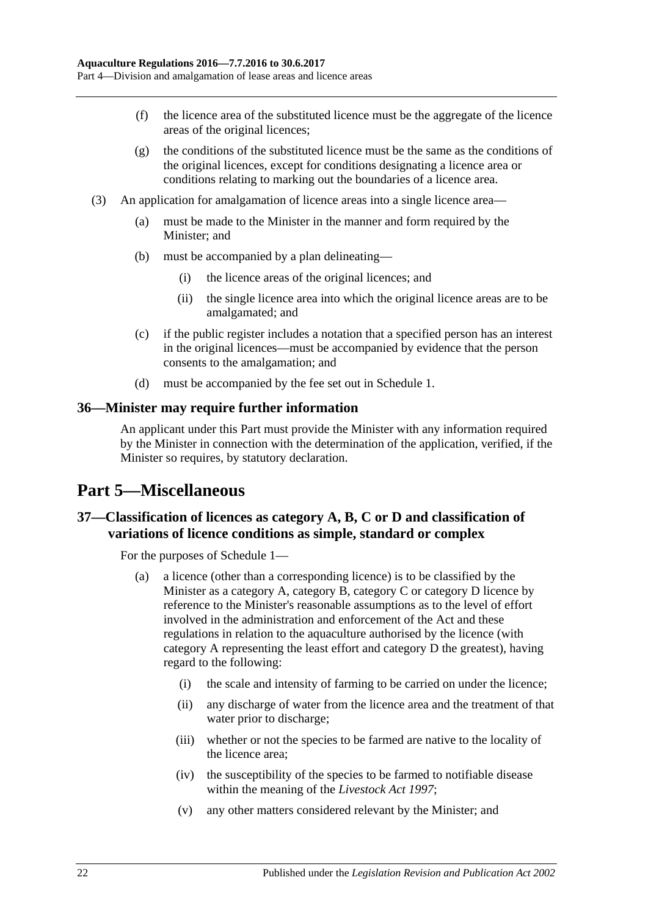(f) the licence area of the substituted licence must be the aggregate of the licence areas of the original licences;

(g) the conditions of the substituted licence must be the same as the conditions of the original licences, except for conditions designating a licence area or conditions relating to marking out the boundaries of a licence area.

(3) An application for amalgamation of licence areas into a single licence area—

(a) must be made to the Minister in the manner and form required by the Minister; and

(b) must be accompanied by a plan delineating—

(i) the licence areas of the original licences; and

(ii) the single licence area into which the original licence areas are to be amalgamated; and

(c) if the public register includes a notation that a specified person has an interest in the original licences—must be accompanied by evidence that the person consents to the amalgamation; and

(d) must be accompanied by the fee set out in Schedule 1.

### 36—Minister may require further information

An applicant under this Part must provide the Minister with any information required by the Minister in connection with the determination of the application, verified, if the Minister so requires, by statutory declaration.

## Part 5—Miscellaneous

### 37—Classification of licences as category A, B, C or D and classification of variations of licence conditions as simple, standard or complex

For the purposes of Schedule 1—

(a) a licence (other than a corresponding licence) is to be classified by the Minister as a category A, category B, category C or category D licence by reference to the Minister's reasonable assumptions as to the level of effort involved in the administration and enforcement of the Act and these regulations in relation to the aquaculture authorised by the licence (with category A representing the least effort and category D the greatest), having regard to the following:

(i) the scale and intensity of farming to be carried on under the licence;

(ii) any discharge of water from the licence area and the treatment of that water prior to discharge;

(iii) whether or not the species to be farmed are native to the locality of the licence area;

(iv) the susceptibility of the species to be farmed to notifiable disease within the meaning of the *Livestock Act 1997*;

(v) any other matters considered relevant by the Minister; and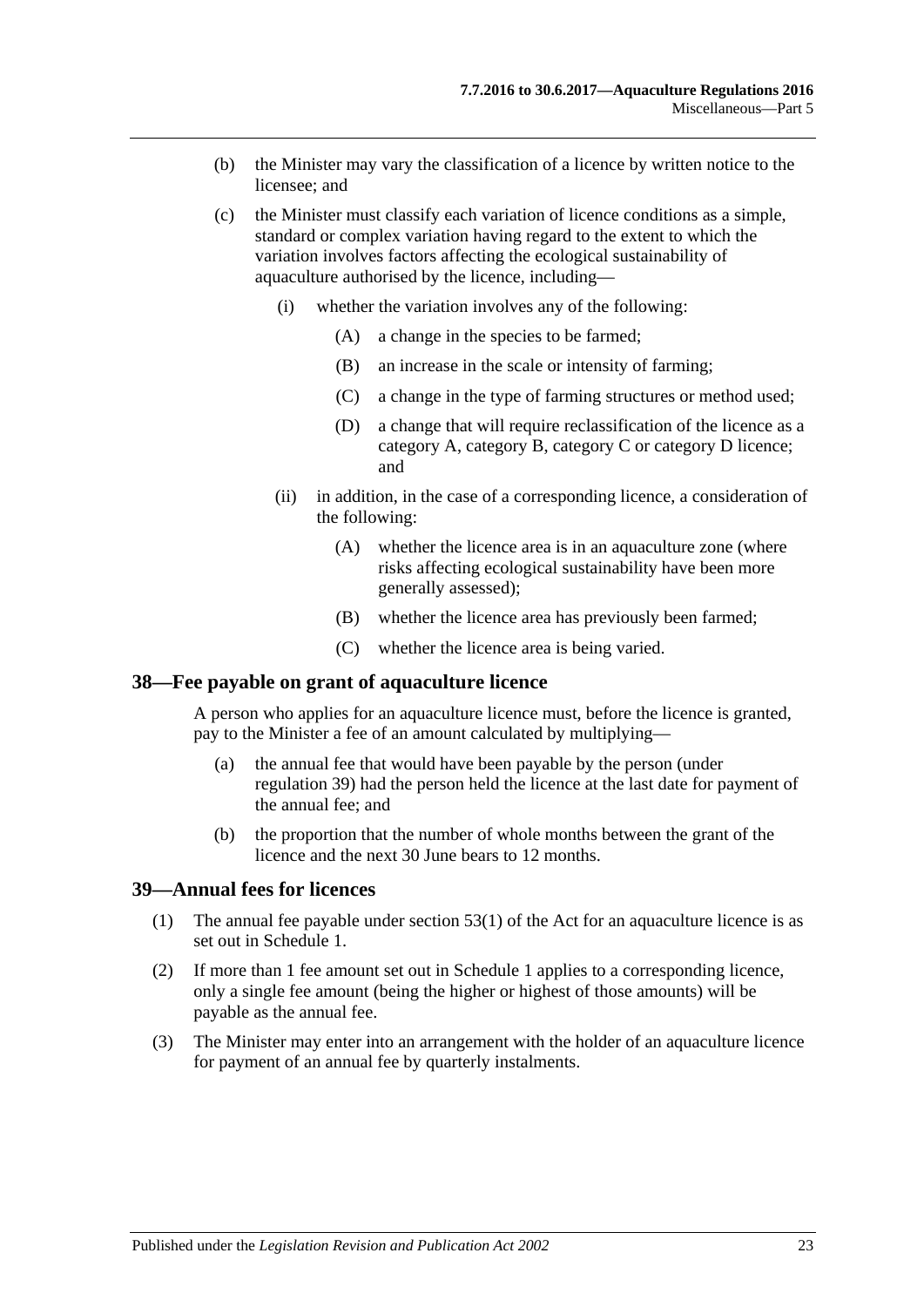(b) the Minister may vary the classification of a licence by written notice to the licensee; and

(c) the Minister must classify each variation of licence conditions as a simple, standard or complex variation having regard to the extent to which the variation involves factors affecting the ecological sustainability of aquaculture authorised by the licence, including—

    (i) whether the variation involves any of the following:

        (A) a change in the species to be farmed;

        (B) an increase in the scale or intensity of farming;

        (C) a change in the type of farming structures or method used;

        (D) a change that will require reclassification of the licence as a category A, category B, category C or category D licence; and

    (ii) in addition, in the case of a corresponding licence, a consideration of the following:

        (A) whether the licence area is in an aquaculture zone (where risks affecting ecological sustainability have been more generally assessed);

        (B) whether the licence area has previously been farmed;

        (C) whether the licence area is being varied.

## 38—Fee payable on grant of aquaculture licence

A person who applies for an aquaculture licence must, before the licence is granted, pay to the Minister a fee of an amount calculated by multiplying—

(a) the annual fee that would have been payable by the person (under regulation 39) had the person held the licence at the last date for payment of the annual fee; and

(b) the proportion that the number of whole months between the grant of the licence and the next 30 June bears to 12 months.

## 39—Annual fees for licences

(1) The annual fee payable under section 53(1) of the Act for an aquaculture licence is as set out in Schedule 1.

(2) If more than 1 fee amount set out in Schedule 1 applies to a corresponding licence, only a single fee amount (being the higher or highest of those amounts) will be payable as the annual fee.

(3) The Minister may enter into an arrangement with the holder of an aquaculture licence for payment of an annual fee by quarterly instalments.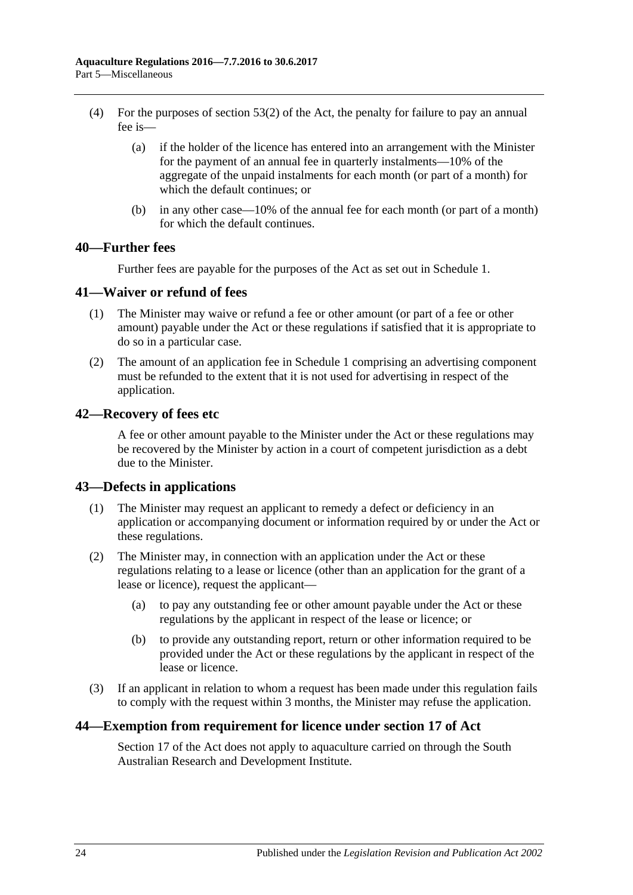(4) For the purposes of section 53(2) of the Act, the penalty for failure to pay an annual fee is—

(a) if the holder of the licence has entered into an arrangement with the Minister for the payment of an annual fee in quarterly instalments—10% of the aggregate of the unpaid instalments for each month (or part of a month) for which the default continues; or

(b) in any other case—10% of the annual fee for each month (or part of a month) for which the default continues.

## 40—Further fees

Further fees are payable for the purposes of the Act as set out in Schedule 1.

## 41—Waiver or refund of fees

(1) The Minister may waive or refund a fee or other amount (or part of a fee or other amount) payable under the Act or these regulations if satisfied that it is appropriate to do so in a particular case.

(2) The amount of an application fee in Schedule 1 comprising an advertising component must be refunded to the extent that it is not used for advertising in respect of the application.

## 42—Recovery of fees etc

A fee or other amount payable to the Minister under the Act or these regulations may be recovered by the Minister by action in a court of competent jurisdiction as a debt due to the Minister.

## 43—Defects in applications

(1) The Minister may request an applicant to remedy a defect or deficiency in an application or accompanying document or information required by or under the Act or these regulations.

(2) The Minister may, in connection with an application under the Act or these regulations relating to a lease or licence (other than an application for the grant of a lease or licence), request the applicant—

(a) to pay any outstanding fee or other amount payable under the Act or these regulations by the applicant in respect of the lease or licence; or

(b) to provide any outstanding report, return or other information required to be provided under the Act or these regulations by the applicant in respect of the lease or licence.

(3) If an applicant in relation to whom a request has been made under this regulation fails to comply with the request within 3 months, the Minister may refuse the application.

## 44—Exemption from requirement for licence under section 17 of Act

Section 17 of the Act does not apply to aquaculture carried on through the South Australian Research and Development Institute.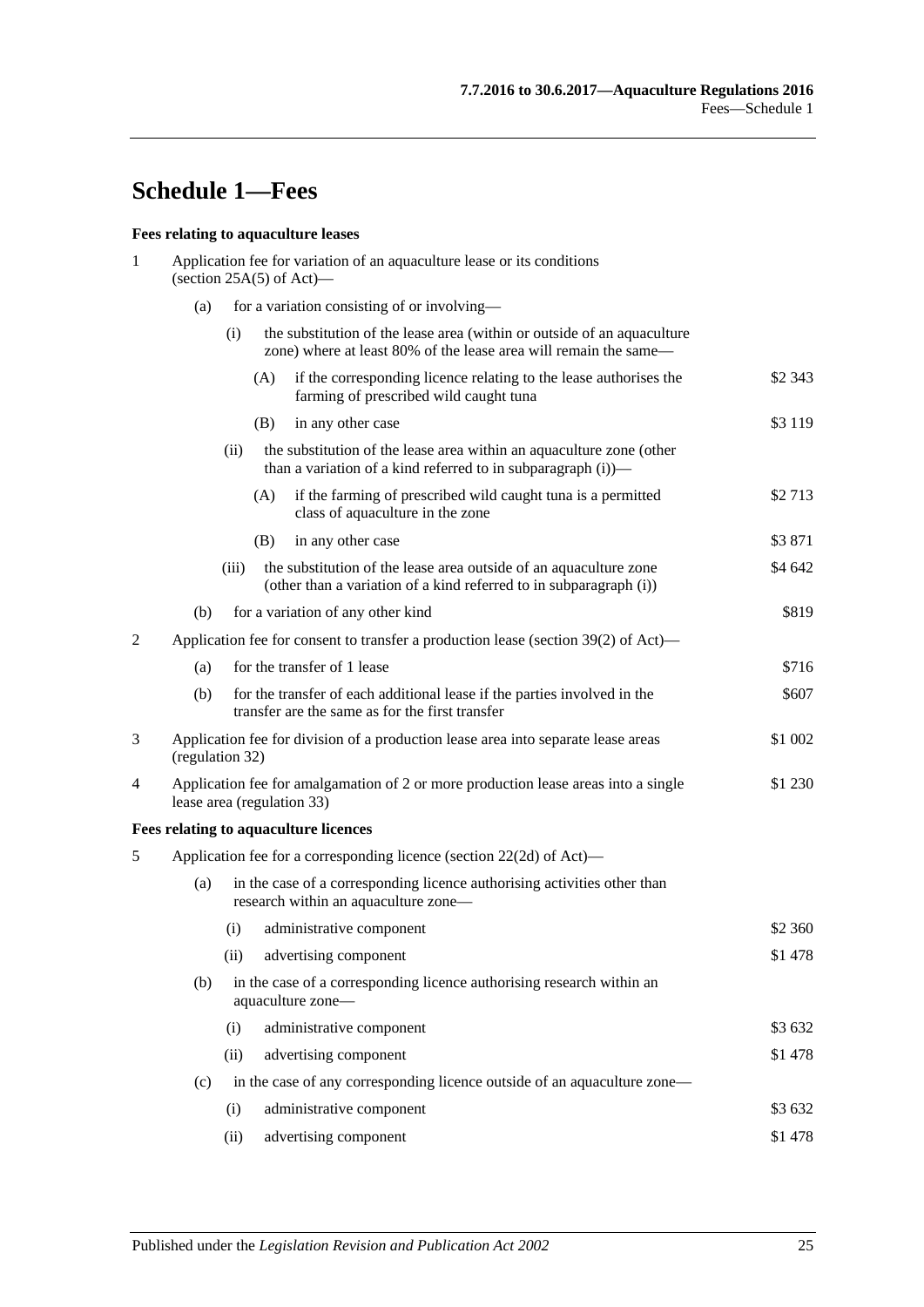# Schedule 1—Fees

**Fees relating to aquaculture leases**

1 Application fee for variation of an aquaculture lease or its conditions (section 25A(5) of Act)—

(a) for a variation consisting of or involving—

(i) the substitution of the lease area (within or outside of an aquaculture zone) where at least 80% of the lease area will remain the same—

(A) if the corresponding licence relating to the lease authorises the farming of prescribed wild caught tuna — $2 343

(B) in any other case — $3 119

(ii) the substitution of the lease area within an aquaculture zone (other than a variation of a kind referred to in subparagraph (i))—

(A) if the farming of prescribed wild caught tuna is a permitted class of aquaculture in the zone — $2 713

(B) in any other case — $3 871

(iii) the substitution of the lease area outside of an aquaculture zone (other than a variation of a kind referred to in subparagraph (i)) — $4 642

(b) for a variation of any other kind — $819

2 Application fee for consent to transfer a production lease (section 39(2) of Act)—

(a) for the transfer of 1 lease — $716

(b) for the transfer of each additional lease if the parties involved in the transfer are the same as for the first transfer — $607

3 Application fee for division of a production lease area into separate lease areas (regulation 32) — $1 002

4 Application fee for amalgamation of 2 or more production lease areas into a single lease area (regulation 33) — $1 230

**Fees relating to aquaculture licences**

5 Application fee for a corresponding licence (section 22(2d) of Act)—

(a) in the case of a corresponding licence authorising activities other than research within an aquaculture zone—

(i) administrative component — $2 360

(ii) advertising component — $1 478

(b) in the case of a corresponding licence authorising research within an aquaculture zone—

(i) administrative component — $3 632

(ii) advertising component — $1 478

(c) in the case of any corresponding licence outside of an aquaculture zone—

(i) administrative component — $3 632

(ii) advertising component — $1 478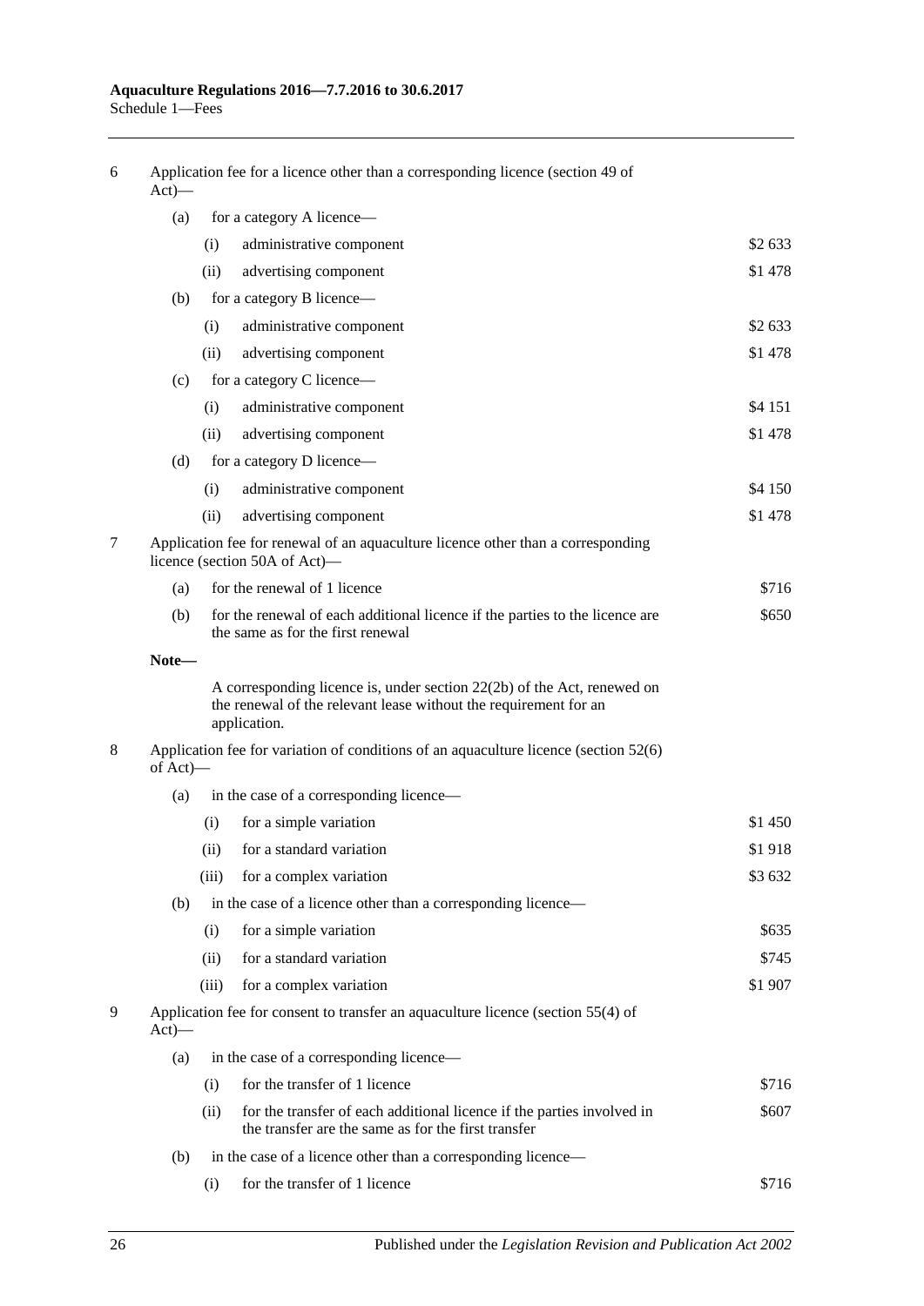| | | | | |
|---|---|---|---|---|
| 6 | Application fee for a licence other than a corresponding licence (section 49 of Act)— | | | |
| | (a) | for a category A licence— | | |
| | | (i) | administrative component | $2 633 |
| | | (ii) | advertising component | $1 478 |
| | (b) | for a category B licence— | | |
| | | (i) | administrative component | $2 633 |
| | | (ii) | advertising component | $1 478 |
| | (c) | for a category C licence— | | |
| | | (i) | administrative component | $4 151 |
| | | (ii) | advertising component | $1 478 |
| | (d) | for a category D licence— | | |
| | | (i) | administrative component | $4 150 |
| | | (ii) | advertising component | $1 478 |
| 7 | Application fee for renewal of an aquaculture licence other than a corresponding licence (section 50A of Act)— | | | |
| | (a) | for the renewal of 1 licence | | $716 |
| | (b) | for the renewal of each additional licence if the parties to the licence are the same as for the first renewal | | $650 |
| | **Note—** | | | |
| | | A corresponding licence is, under section 22(2b) of the Act, renewed on the renewal of the relevant lease without the requirement for an application. | | |
| 8 | Application fee for variation of conditions of an aquaculture licence (section 52(6) of Act)— | | | |
| | (a) | in the case of a corresponding licence— | | |
| | | (i) | for a simple variation | $1 450 |
| | | (ii) | for a standard variation | $1 918 |
| | | (iii) | for a complex variation | $3 632 |
| | (b) | in the case of a licence other than a corresponding licence— | | |
| | | (i) | for a simple variation | $635 |
| | | (ii) | for a standard variation | $745 |
| | | (iii) | for a complex variation | $1 907 |
| 9 | Application fee for consent to transfer an aquaculture licence (section 55(4) of Act)— | | | |
| | (a) | in the case of a corresponding licence— | | |
| | | (i) | for the transfer of 1 licence | $716 |
| | | (ii) | for the transfer of each additional licence if the parties involved in the transfer are the same as for the first transfer | $607 |
| | (b) | in the case of a licence other than a corresponding licence— | | |
| | | (i) | for the transfer of 1 licence | $716 |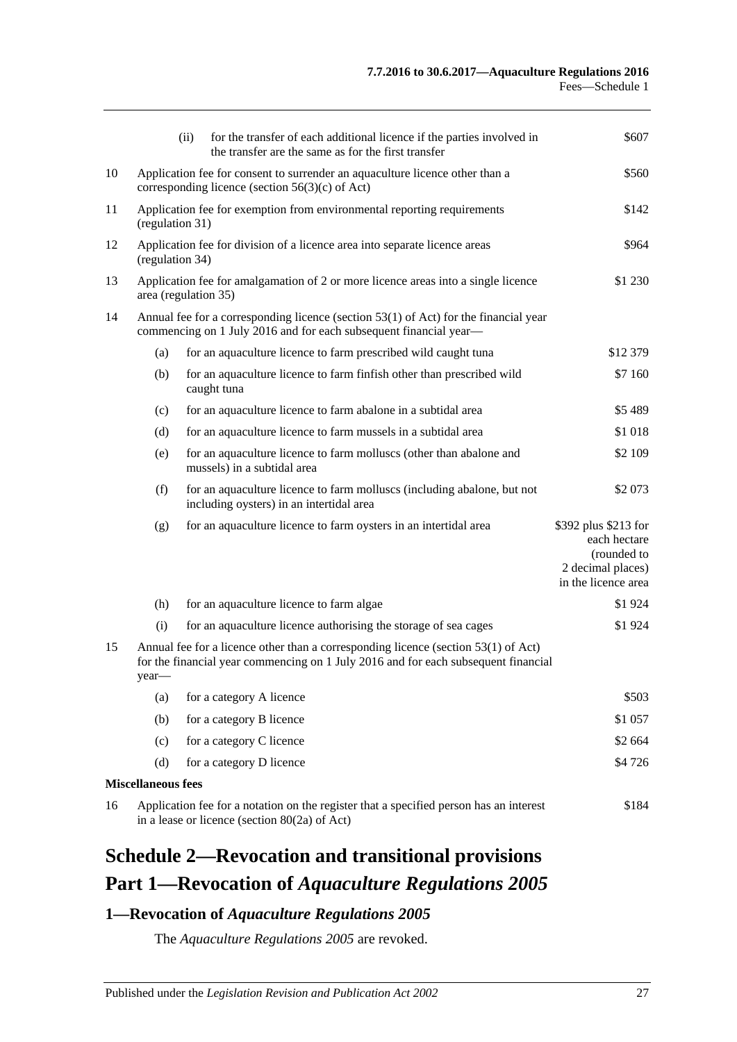| | | | |
|---|---|---|---|
| | | (ii) for the transfer of each additional licence if the parties involved in the transfer are the same as for the first transfer | $607 |
| 10 | Application fee for consent to surrender an aquaculture licence other than a corresponding licence (section 56(3)(c) of Act) | | $560 |
| 11 | Application fee for exemption from environmental reporting requirements (regulation 31) | | $142 |
| 12 | Application fee for division of a licence area into separate licence areas (regulation 34) | | $964 |
| 13 | Application fee for amalgamation of 2 or more licence areas into a single licence area (regulation 35) | | $1 230 |
| 14 | Annual fee for a corresponding licence (section 53(1) of Act) for the financial year commencing on 1 July 2016 and for each subsequent financial year— | | |
| | (a) | for an aquaculture licence to farm prescribed wild caught tuna | $12 379 |
| | (b) | for an aquaculture licence to farm finfish other than prescribed wild caught tuna | $7 160 |
| | (c) | for an aquaculture licence to farm abalone in a subtidal area | $5 489 |
| | (d) | for an aquaculture licence to farm mussels in a subtidal area | $1 018 |
| | (e) | for an aquaculture licence to farm molluscs (other than abalone and mussels) in a subtidal area | $2 109 |
| | (f) | for an aquaculture licence to farm molluscs (including abalone, but not including oysters) in an intertidal area | $2 073 |
| | (g) | for an aquaculture licence to farm oysters in an intertidal area | $392 plus $213 for each hectare (rounded to 2 decimal places) in the licence area |
| | (h) | for an aquaculture licence to farm algae | $1 924 |
| | (i) | for an aquaculture licence authorising the storage of sea cages | $1 924 |
| 15 | Annual fee for a licence other than a corresponding licence (section 53(1) of Act) for the financial year commencing on 1 July 2016 and for each subsequent financial year— | | |
| | (a) | for a category A licence | $503 |
| | (b) | for a category B licence | $1 057 |
| | (c) | for a category C licence | $2 664 |
| | (d) | for a category D licence | $4 726 |
| **Miscellaneous fees** | | | |
| 16 | Application fee for a notation on the register that a specified person has an interest in a lease or licence (section 80(2a) of Act) | | $184 |

# Schedule 2—Revocation and transitional provisions

# Part 1—Revocation of *Aquaculture Regulations 2005*

## 1—Revocation of *Aquaculture Regulations 2005*

The *Aquaculture Regulations 2005* are revoked.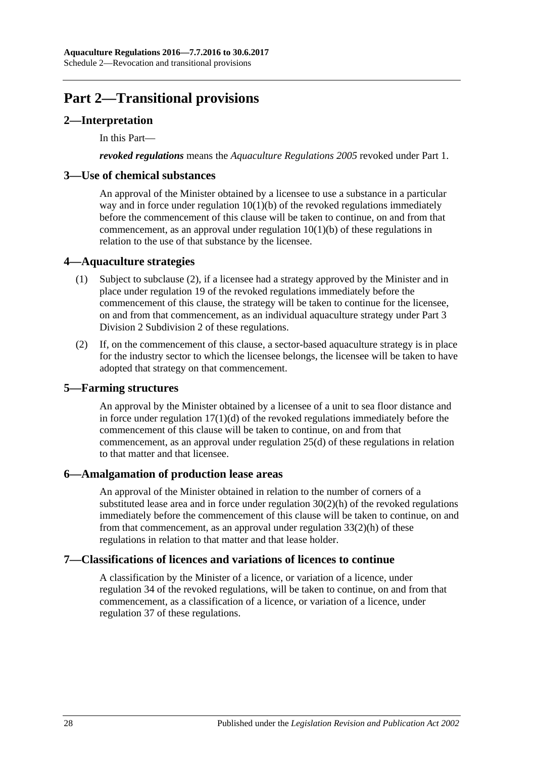# Part 2—Transitional provisions

## 2—Interpretation

In this Part—

***revoked regulations*** means the *Aquaculture Regulations 2005* revoked under Part 1.

## 3—Use of chemical substances

An approval of the Minister obtained by a licensee to use a substance in a particular way and in force under regulation 10(1)(b) of the revoked regulations immediately before the commencement of this clause will be taken to continue, on and from that commencement, as an approval under regulation 10(1)(b) of these regulations in relation to the use of that substance by the licensee.

## 4—Aquaculture strategies

(1) Subject to subclause (2), if a licensee had a strategy approved by the Minister and in place under regulation 19 of the revoked regulations immediately before the commencement of this clause, the strategy will be taken to continue for the licensee, on and from that commencement, as an individual aquaculture strategy under Part 3 Division 2 Subdivision 2 of these regulations.

(2) If, on the commencement of this clause, a sector-based aquaculture strategy is in place for the industry sector to which the licensee belongs, the licensee will be taken to have adopted that strategy on that commencement.

## 5—Farming structures

An approval by the Minister obtained by a licensee of a unit to sea floor distance and in force under regulation 17(1)(d) of the revoked regulations immediately before the commencement of this clause will be taken to continue, on and from that commencement, as an approval under regulation 25(d) of these regulations in relation to that matter and that licensee.

## 6—Amalgamation of production lease areas

An approval of the Minister obtained in relation to the number of corners of a substituted lease area and in force under regulation 30(2)(h) of the revoked regulations immediately before the commencement of this clause will be taken to continue, on and from that commencement, as an approval under regulation 33(2)(h) of these regulations in relation to that matter and that lease holder.

## 7—Classifications of licences and variations of licences to continue

A classification by the Minister of a licence, or variation of a licence, under regulation 34 of the revoked regulations, will be taken to continue, on and from that commencement, as a classification of a licence, or variation of a licence, under regulation 37 of these regulations.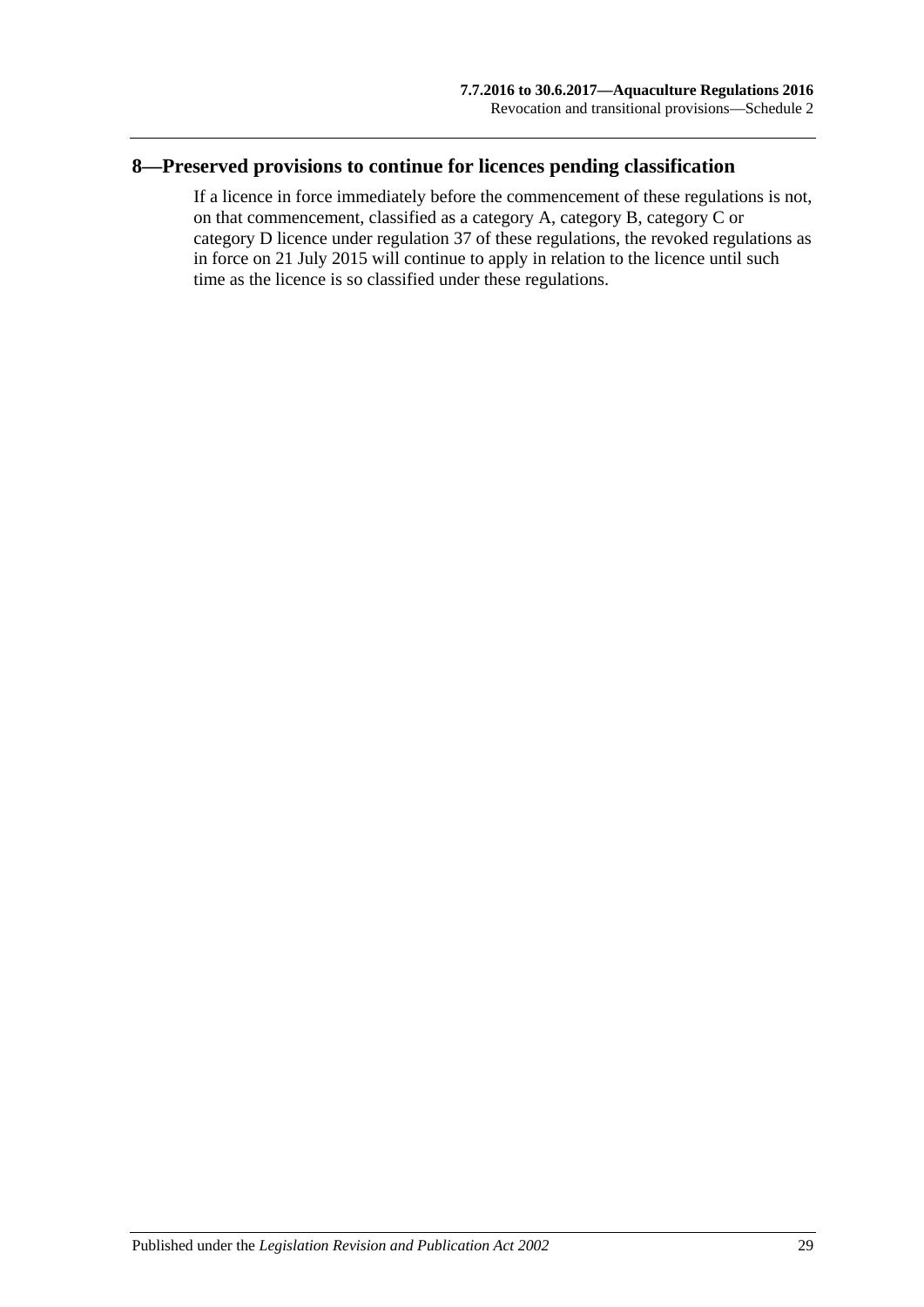## 8—Preserved provisions to continue for licences pending classification

If a licence in force immediately before the commencement of these regulations is not, on that commencement, classified as a category A, category B, category C or category D licence under regulation 37 of these regulations, the revoked regulations as in force on 21 July 2015 will continue to apply in relation to the licence until such time as the licence is so classified under these regulations.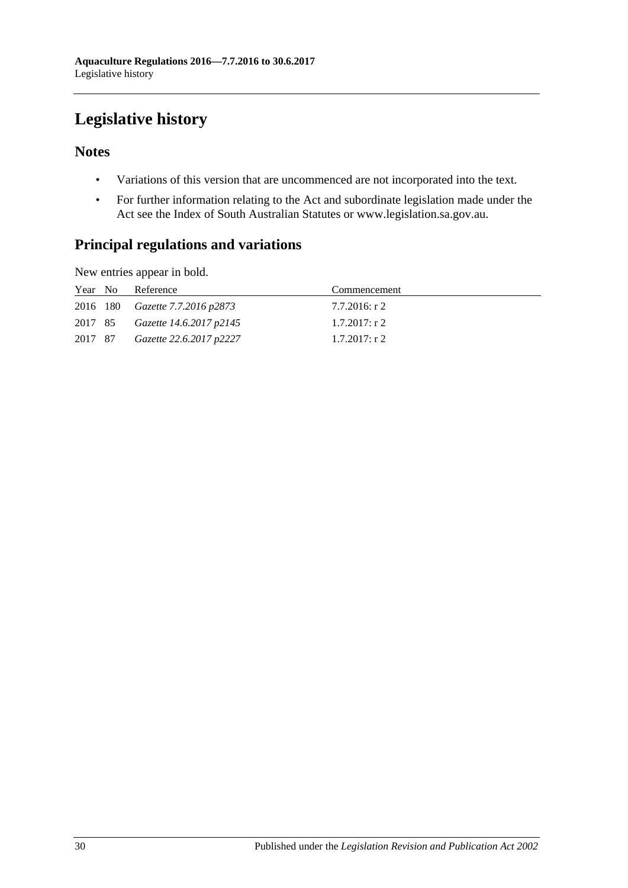# Legislative history

## Notes

- Variations of this version that are uncommenced are not incorporated into the text.
- For further information relating to the Act and subordinate legislation made under the Act see the Index of South Australian Statutes or www.legislation.sa.gov.au.

## Principal regulations and variations

New entries appear in bold.

| Year | No | Reference | Commencement |
|---|---|---|---|
| 2016 | 180 | *Gazette 7.7.2016 p2873* | 7.7.2016: r 2 |
| 2017 | 85 | *Gazette 14.6.2017 p2145* | 1.7.2017: r 2 |
| 2017 | 87 | *Gazette 22.6.2017 p2227* | 1.7.2017: r 2 |